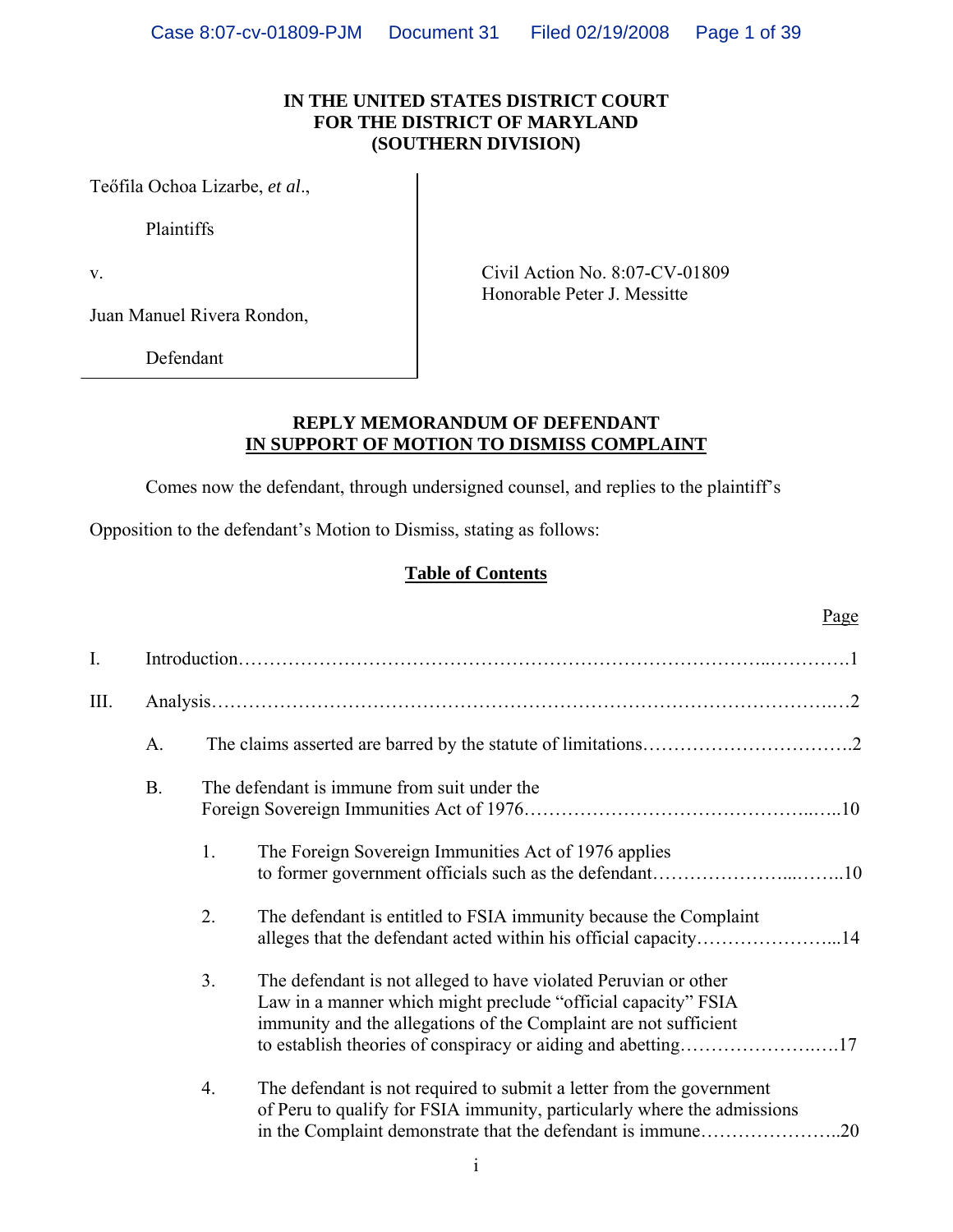**IN THE UNITED STATES DISTRICT COURT**
**FOR THE DISTRICT OF MARYLAND**
**(SOUTHERN DIVISION)**

| | |
|---|---|
| Teőfila Ochoa Lizarbe, *et al*.,<br><br>Plaintiffs<br><br>v.<br><br>Juan Manuel Rivera Rondon,<br><br>Defendant | Civil Action No. 8:07-CV-01809<br>Honorable Peter J. Messitte |

**REPLY MEMORANDUM OF DEFENDANT**
**<u>IN SUPPORT OF MOTION TO DISMISS COMPLAINT</u>**

Comes now the defendant, through undersigned counsel, and replies to the plaintiff's Opposition to the defendant's Motion to Dismiss, stating as follows:

**<u>Table of Contents</u>**

<u>Page</u>

I. Introduction………………………………………………………………………..………….1

III. Analysis……………………………………………………………………………………..…2

A. The claims asserted are barred by the statute of limitations…………………………….2

B. The defendant is immune from suit under the Foreign Sovereign Immunities Act of 1976……………………………………..…..10

1. The Foreign Sovereign Immunities Act of 1976 applies to former government officials such as the defendant…………………...……..10

2. The defendant is entitled to FSIA immunity because the Complaint alleges that the defendant acted within his official capacity…………………...14

3. The defendant is not alleged to have violated Peruvian or other Law in a manner which might preclude "official capacity" FSIA immunity and the allegations of the Complaint are not sufficient to establish theories of conspiracy or aiding and abetting…………………….….17

4. The defendant is not required to submit a letter from the government of Peru to qualify for FSIA immunity, particularly where the admissions in the Complaint demonstrate that the defendant is immune…………………..20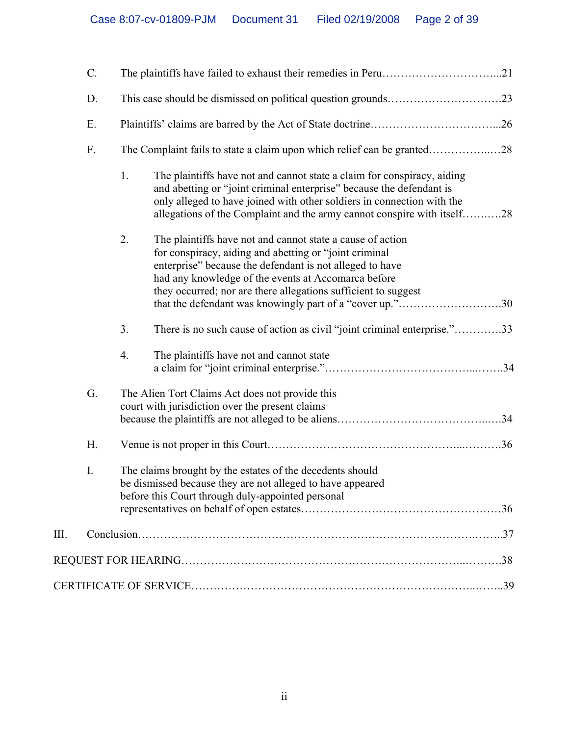C. The plaintiffs have failed to exhaust their remedies in Peru…………………………...21

D. This case should be dismissed on political question grounds………………………….23

E. Plaintiffs' claims are barred by the Act of State doctrine……………………………...26

F. The Complaint fails to state a claim upon which relief can be granted……………..…28

1. The plaintiffs have not and cannot state a claim for conspiracy, aiding and abetting or "joint criminal enterprise" because the defendant is only alleged to have joined with other soldiers in connection with the allegations of the Complaint and the army cannot conspire with itself……..….28

2. The plaintiffs have not and cannot state a cause of action for conspiracy, aiding and abetting or "joint criminal enterprise" because the defendant is not alleged to have had any knowledge of the events at Accomarca before they occurred; nor are there allegations sufficient to suggest that the defendant was knowingly part of a "cover up."……………….……….30

3. There is no such cause of action as civil "joint criminal enterprise."………….33

4. The plaintiffs have not and cannot state a claim for "joint criminal enterprise."…………………………………...…….34

G. The Alien Tort Claims Act does not provide this court with jurisdiction over the present claims because the plaintiffs are not alleged to be aliens…………………………………...….34

H. Venue is not proper in this Court…………………………………………...……….36

I. The claims brought by the estates of the decedents should be dismissed because they are not alleged to have appeared before this Court through duly-appointed personal representatives on behalf of open estates……………………………………………36

III. Conclusion…………………………………………………………………………..……..37

REQUEST FOR HEARING…………………………………………………………...……….38

CERTIFICATE OF SERVICE…………………………………………………………...……..39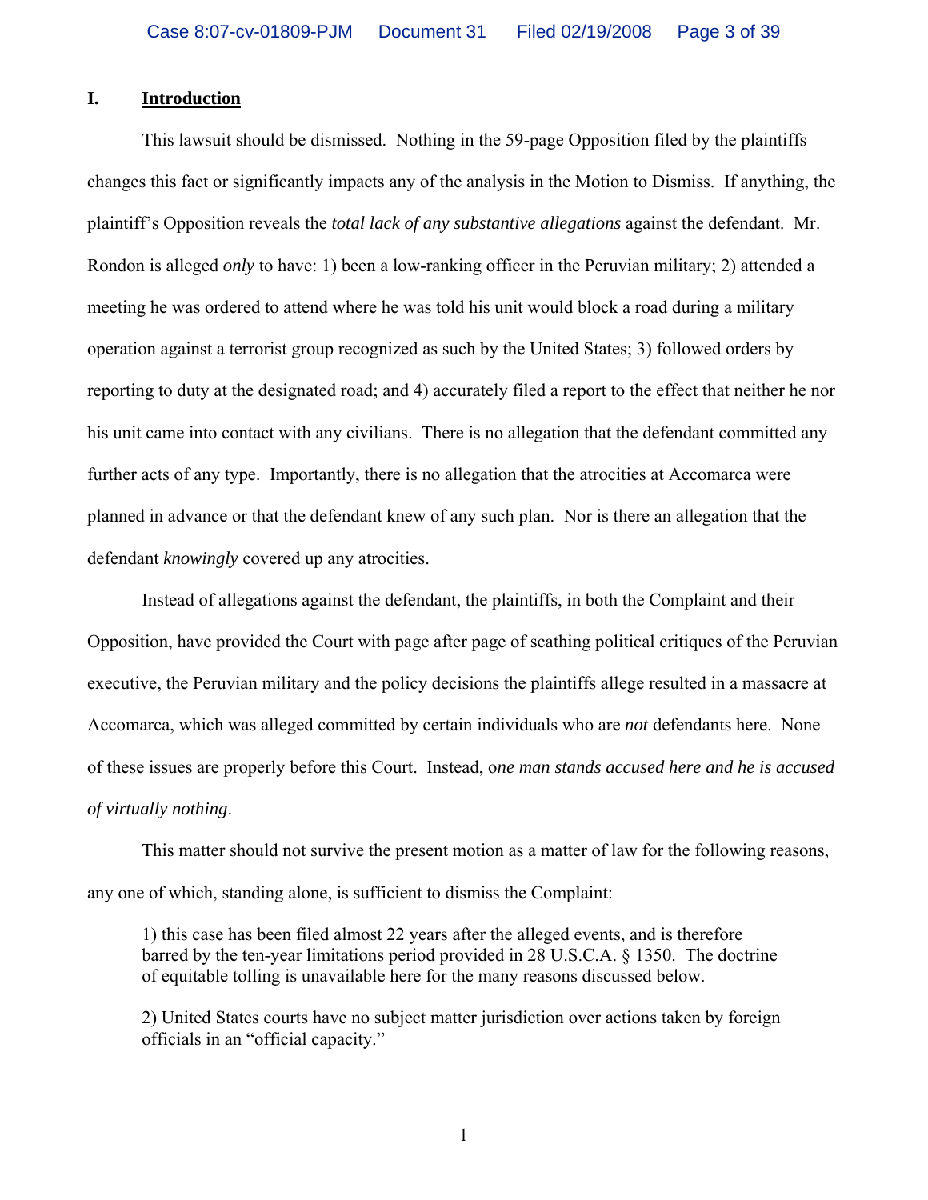## I. Introduction

This lawsuit should be dismissed. Nothing in the 59-page Opposition filed by the plaintiffs changes this fact or significantly impacts any of the analysis in the Motion to Dismiss. If anything, the plaintiff's Opposition reveals the *total lack of any substantive allegations* against the defendant. Mr. Rondon is alleged *only* to have: 1) been a low-ranking officer in the Peruvian military; 2) attended a meeting he was ordered to attend where he was told his unit would block a road during a military operation against a terrorist group recognized as such by the United States; 3) followed orders by reporting to duty at the designated road; and 4) accurately filed a report to the effect that neither he nor his unit came into contact with any civilians. There is no allegation that the defendant committed any further acts of any type. Importantly, there is no allegation that the atrocities at Accomarca were planned in advance or that the defendant knew of any such plan. Nor is there an allegation that the defendant *knowingly* covered up any atrocities.

Instead of allegations against the defendant, the plaintiffs, in both the Complaint and their Opposition, have provided the Court with page after page of scathing political critiques of the Peruvian executive, the Peruvian military and the policy decisions the plaintiffs allege resulted in a massacre at Accomarca, which was alleged committed by certain individuals who are *not* defendants here. None of these issues are properly before this Court. Instead, o*ne man stands accused here and he is accused of virtually nothing*.

This matter should not survive the present motion as a matter of law for the following reasons, any one of which, standing alone, is sufficient to dismiss the Complaint:

> 1) this case has been filed almost 22 years after the alleged events, and is therefore barred by the ten-year limitations period provided in 28 U.S.C.A. § 1350. The doctrine of equitable tolling is unavailable here for the many reasons discussed below.
>
> 2) United States courts have no subject matter jurisdiction over actions taken by foreign officials in an "official capacity."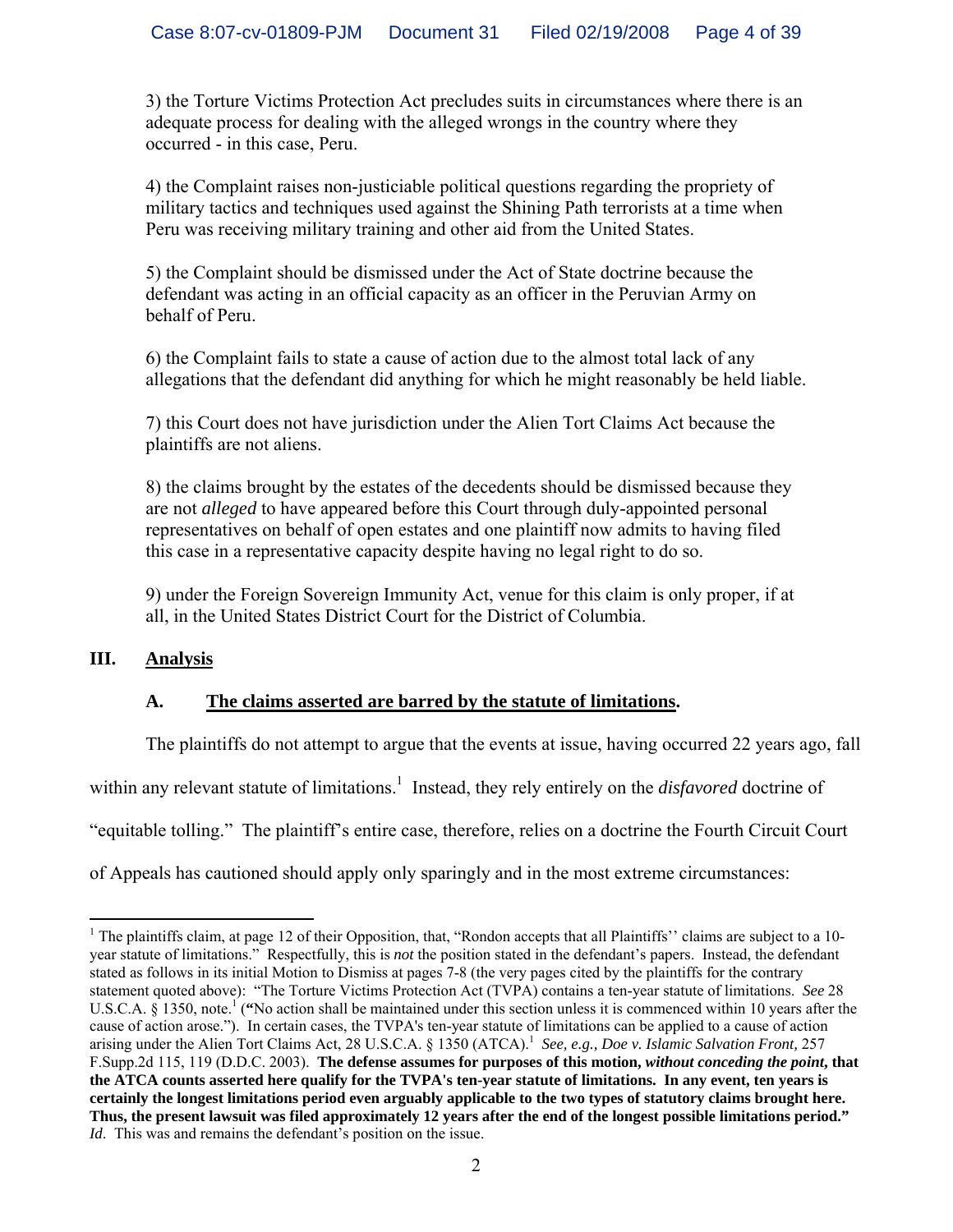3) the Torture Victims Protection Act precludes suits in circumstances where there is an adequate process for dealing with the alleged wrongs in the country where they occurred - in this case, Peru.

4) the Complaint raises non-justiciable political questions regarding the propriety of military tactics and techniques used against the Shining Path terrorists at a time when Peru was receiving military training and other aid from the United States.

5) the Complaint should be dismissed under the Act of State doctrine because the defendant was acting in an official capacity as an officer in the Peruvian Army on behalf of Peru.

6) the Complaint fails to state a cause of action due to the almost total lack of any allegations that the defendant did anything for which he might reasonably be held liable.

7) this Court does not have jurisdiction under the Alien Tort Claims Act because the plaintiffs are not aliens.

8) the claims brought by the estates of the decedents should be dismissed because they are not *alleged* to have appeared before this Court through duly-appointed personal representatives on behalf of open estates and one plaintiff now admits to having filed this case in a representative capacity despite having no legal right to do so.

9) under the Foreign Sovereign Immunity Act, venue for this claim is only proper, if at all, in the United States District Court for the District of Columbia.

## III. Analysis

### A. The claims asserted are barred by the statute of limitations.

The plaintiffs do not attempt to argue that the events at issue, having occurred 22 years ago, fall within any relevant statute of limitations.[1] Instead, they rely entirely on the *disfavored* doctrine of "equitable tolling." The plaintiff's entire case, therefore, relies on a doctrine the Fourth Circuit Court of Appeals has cautioned should apply only sparingly and in the most extreme circumstances:

---

[1] The plaintiffs claim, at page 12 of their Opposition, that, "Rondon accepts that all Plaintiffs'' claims are subject to a 10-year statute of limitations." Respectfully, this is *not* the position stated in the defendant's papers. Instead, the defendant stated as follows in its initial Motion to Dismiss at pages 7-8 (the very pages cited by the plaintiffs for the contrary statement quoted above): "The Torture Victims Protection Act (TVPA) contains a ten-year statute of limitations. *See* 28 U.S.C.A. § 1350, note.[1] (**"**No action shall be maintained under this section unless it is commenced within 10 years after the cause of action arose."). In certain cases, the TVPA's ten-year statute of limitations can be applied to a cause of action arising under the Alien Tort Claims Act, 28 U.S.C.A. § 1350 (ATCA).[1] *See, e.g., Doe v. Islamic Salvation Front,* 257 F.Supp.2d 115, 119 (D.D.C. 2003). **The defense assumes for purposes of this motion, *without conceding the point,* that the ATCA counts asserted here qualify for the TVPA's ten-year statute of limitations. In any event, ten years is certainly the longest limitations period even arguably applicable to the two types of statutory claims brought here. Thus, the present lawsuit was filed approximately 12 years after the end of the longest possible limitations period."** *Id*. This was and remains the defendant's position on the issue.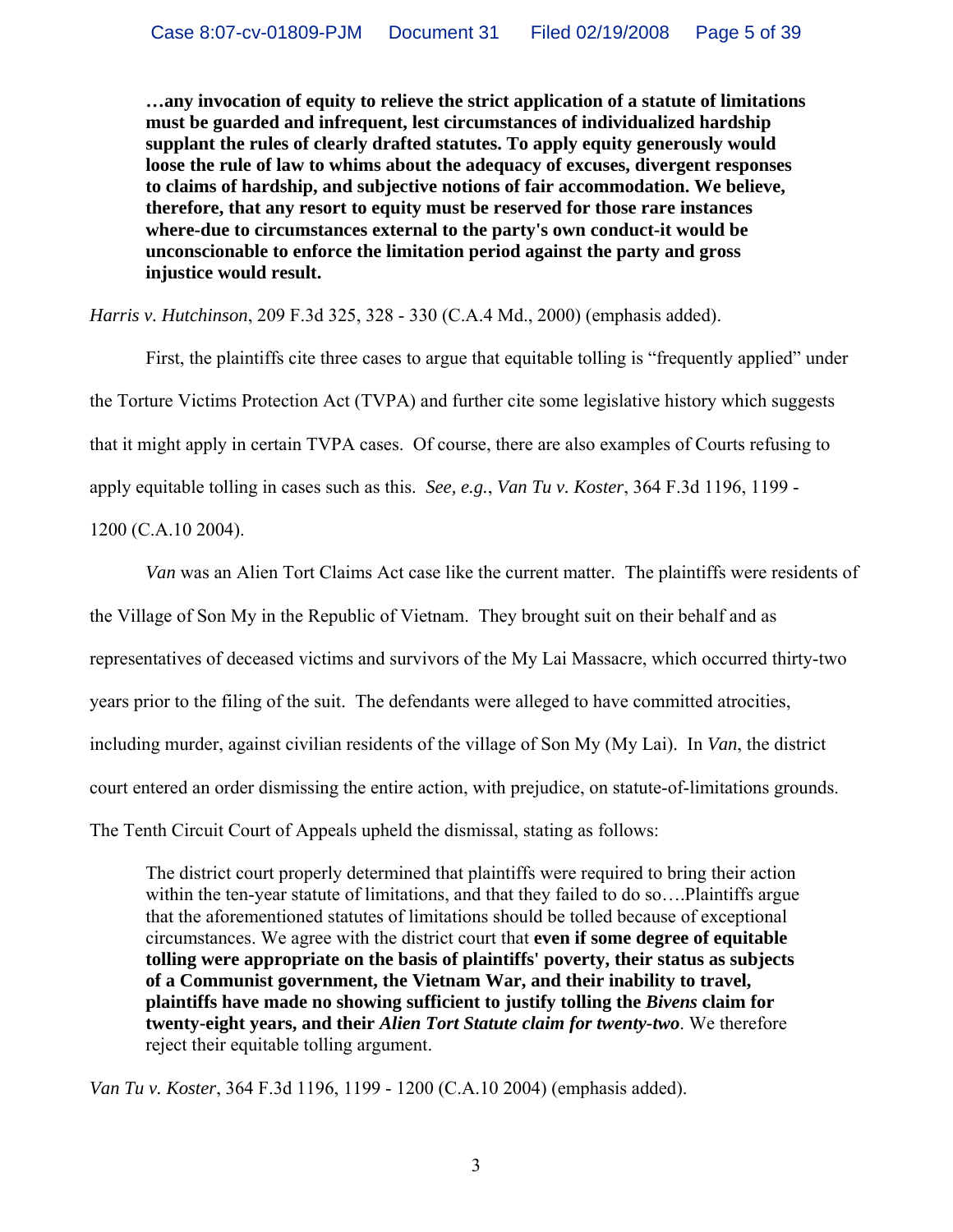> **…any invocation of equity to relieve the strict application of a statute of limitations must be guarded and infrequent, lest circumstances of individualized hardship supplant the rules of clearly drafted statutes. To apply equity generously would loose the rule of law to whims about the adequacy of excuses, divergent responses to claims of hardship, and subjective notions of fair accommodation. We believe, therefore, that any resort to equity must be reserved for those rare instances where-due to circumstances external to the party's own conduct-it would be unconscionable to enforce the limitation period against the party and gross injustice would result.**

*Harris v. Hutchinson*, 209 F.3d 325, 328 - 330 (C.A.4 Md., 2000) (emphasis added).

First, the plaintiffs cite three cases to argue that equitable tolling is "frequently applied" under the Torture Victims Protection Act (TVPA) and further cite some legislative history which suggests that it might apply in certain TVPA cases. Of course, there are also examples of Courts refusing to apply equitable tolling in cases such as this. *See, e.g.*, *Van Tu v. Koster*, 364 F.3d 1196, 1199 - 1200 (C.A.10 2004).

*Van* was an Alien Tort Claims Act case like the current matter. The plaintiffs were residents of the Village of Son My in the Republic of Vietnam. They brought suit on their behalf and as representatives of deceased victims and survivors of the My Lai Massacre, which occurred thirty-two years prior to the filing of the suit. The defendants were alleged to have committed atrocities, including murder, against civilian residents of the village of Son My (My Lai). In *Van*, the district court entered an order dismissing the entire action, with prejudice, on statute-of-limitations grounds. The Tenth Circuit Court of Appeals upheld the dismissal, stating as follows:

> The district court properly determined that plaintiffs were required to bring their action within the ten-year statute of limitations, and that they failed to do so….Plaintiffs argue that the aforementioned statutes of limitations should be tolled because of exceptional circumstances. We agree with the district court that **even if some degree of equitable tolling were appropriate on the basis of plaintiffs' poverty, their status as subjects of a Communist government, the Vietnam War, and their inability to travel, plaintiffs have made no showing sufficient to justify tolling the *Bivens* claim for twenty-eight years, and their *Alien Tort Statute claim for twenty-two***. We therefore reject their equitable tolling argument.

*Van Tu v. Koster*, 364 F.3d 1196, 1199 - 1200 (C.A.10 2004) (emphasis added).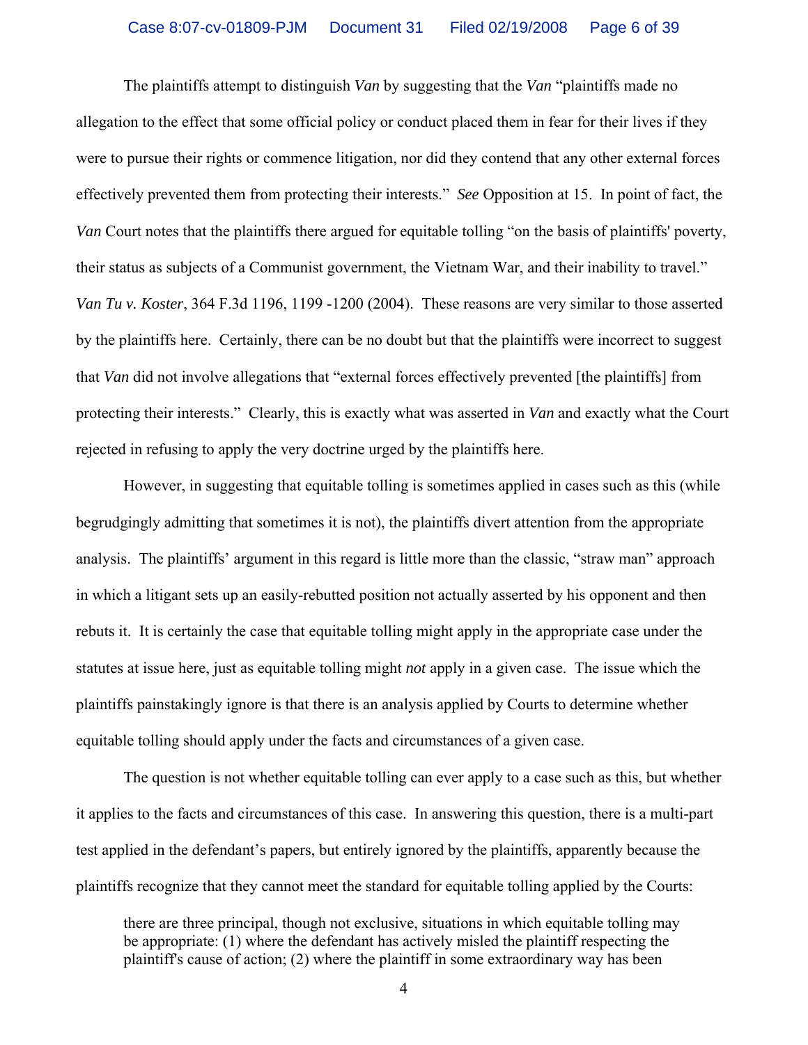The plaintiffs attempt to distinguish *Van* by suggesting that the *Van* "plaintiffs made no allegation to the effect that some official policy or conduct placed them in fear for their lives if they were to pursue their rights or commence litigation, nor did they contend that any other external forces effectively prevented them from protecting their interests." *See* Opposition at 15. In point of fact, the *Van* Court notes that the plaintiffs there argued for equitable tolling "on the basis of plaintiffs' poverty, their status as subjects of a Communist government, the Vietnam War, and their inability to travel." *Van Tu v. Koster*, 364 F.3d 1196, 1199 -1200 (2004). These reasons are very similar to those asserted by the plaintiffs here. Certainly, there can be no doubt but that the plaintiffs were incorrect to suggest that *Van* did not involve allegations that "external forces effectively prevented [the plaintiffs] from protecting their interests." Clearly, this is exactly what was asserted in *Van* and exactly what the Court rejected in refusing to apply the very doctrine urged by the plaintiffs here.

However, in suggesting that equitable tolling is sometimes applied in cases such as this (while begrudgingly admitting that sometimes it is not), the plaintiffs divert attention from the appropriate analysis. The plaintiffs' argument in this regard is little more than the classic, "straw man" approach in which a litigant sets up an easily-rebutted position not actually asserted by his opponent and then rebuts it. It is certainly the case that equitable tolling might apply in the appropriate case under the statutes at issue here, just as equitable tolling might *not* apply in a given case. The issue which the plaintiffs painstakingly ignore is that there is an analysis applied by Courts to determine whether equitable tolling should apply under the facts and circumstances of a given case.

The question is not whether equitable tolling can ever apply to a case such as this, but whether it applies to the facts and circumstances of this case. In answering this question, there is a multi-part test applied in the defendant's papers, but entirely ignored by the plaintiffs, apparently because the plaintiffs recognize that they cannot meet the standard for equitable tolling applied by the Courts:

> there are three principal, though not exclusive, situations in which equitable tolling may be appropriate: (1) where the defendant has actively misled the plaintiff respecting the plaintiff's cause of action; (2) where the plaintiff in some extraordinary way has been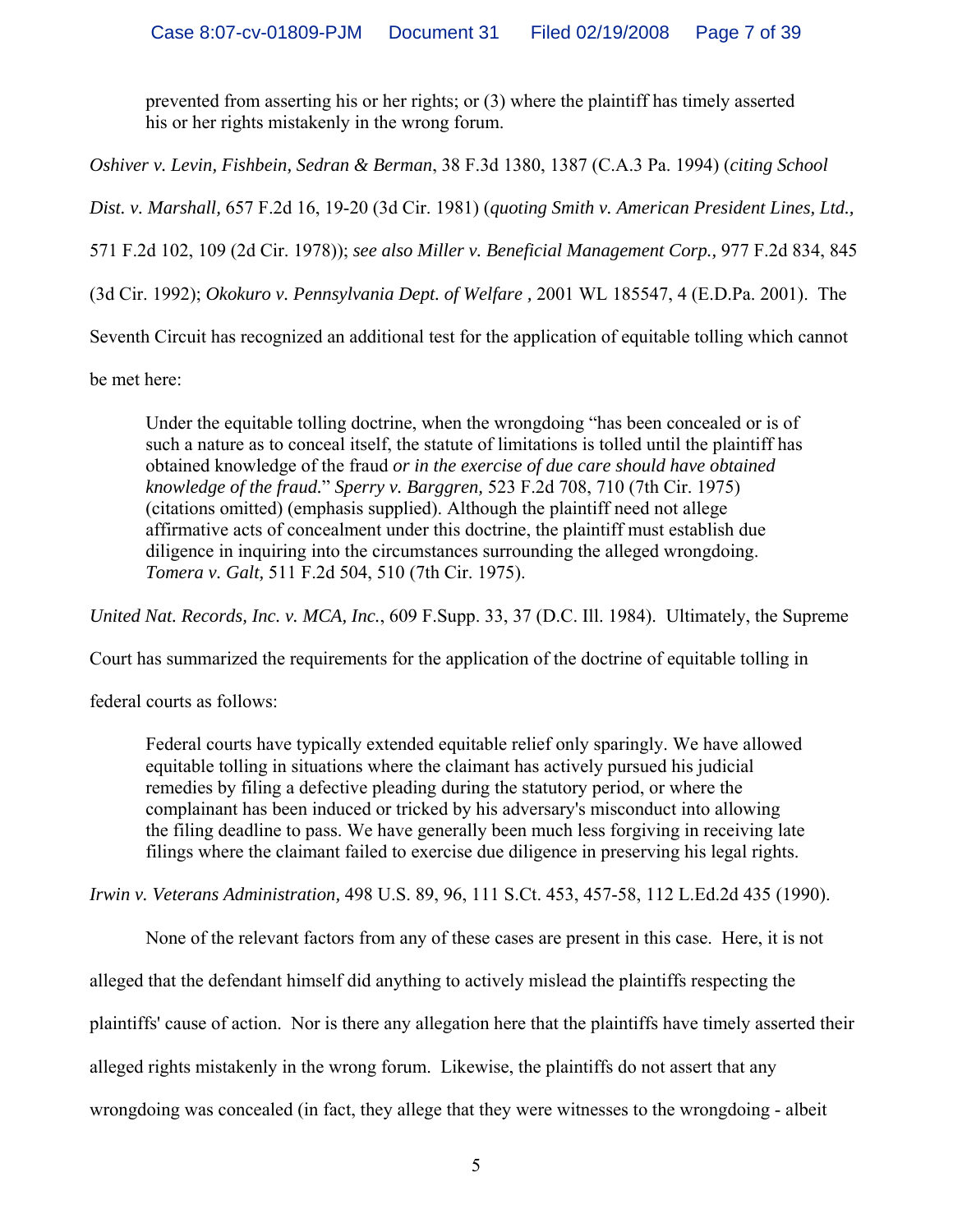> prevented from asserting his or her rights; or (3) where the plaintiff has timely asserted his or her rights mistakenly in the wrong forum.

*Oshiver v. Levin, Fishbein, Sedran & Berman*, 38 F.3d 1380, 1387 (C.A.3 Pa. 1994) (*citing School Dist. v. Marshall,* 657 F.2d 16, 19-20 (3d Cir. 1981) (*quoting Smith v. American President Lines, Ltd.,* 571 F.2d 102, 109 (2d Cir. 1978)); *see also Miller v. Beneficial Management Corp.*, 977 F.2d 834, 845 (3d Cir. 1992); *Okokuro v. Pennsylvania Dept. of Welfare* , 2001 WL 185547, 4 (E.D.Pa. 2001). The Seventh Circuit has recognized an additional test for the application of equitable tolling which cannot be met here:

> Under the equitable tolling doctrine, when the wrongdoing "has been concealed or is of such a nature as to conceal itself, the statute of limitations is tolled until the plaintiff has obtained knowledge of the fraud *or in the exercise of due care should have obtained knowledge of the fraud.*" *Sperry v. Barggren,* 523 F.2d 708, 710 (7th Cir. 1975) (citations omitted) (emphasis supplied). Although the plaintiff need not allege affirmative acts of concealment under this doctrine, the plaintiff must establish due diligence in inquiring into the circumstances surrounding the alleged wrongdoing. *Tomera v. Galt,* 511 F.2d 504, 510 (7th Cir. 1975).

*United Nat. Records, Inc. v. MCA, Inc.*, 609 F.Supp. 33, 37 (D.C. Ill. 1984). Ultimately, the Supreme Court has summarized the requirements for the application of the doctrine of equitable tolling in federal courts as follows:

> Federal courts have typically extended equitable relief only sparingly. We have allowed equitable tolling in situations where the claimant has actively pursued his judicial remedies by filing a defective pleading during the statutory period, or where the complainant has been induced or tricked by his adversary's misconduct into allowing the filing deadline to pass. We have generally been much less forgiving in receiving late filings where the claimant failed to exercise due diligence in preserving his legal rights.

*Irwin v. Veterans Administration,* 498 U.S. 89, 96, 111 S.Ct. 453, 457-58, 112 L.Ed.2d 435 (1990).

None of the relevant factors from any of these cases are present in this case. Here, it is not alleged that the defendant himself did anything to actively mislead the plaintiffs respecting the plaintiffs' cause of action. Nor is there any allegation here that the plaintiffs have timely asserted their alleged rights mistakenly in the wrong forum. Likewise, the plaintiffs do not assert that any wrongdoing was concealed (in fact, they allege that they were witnesses to the wrongdoing - albeit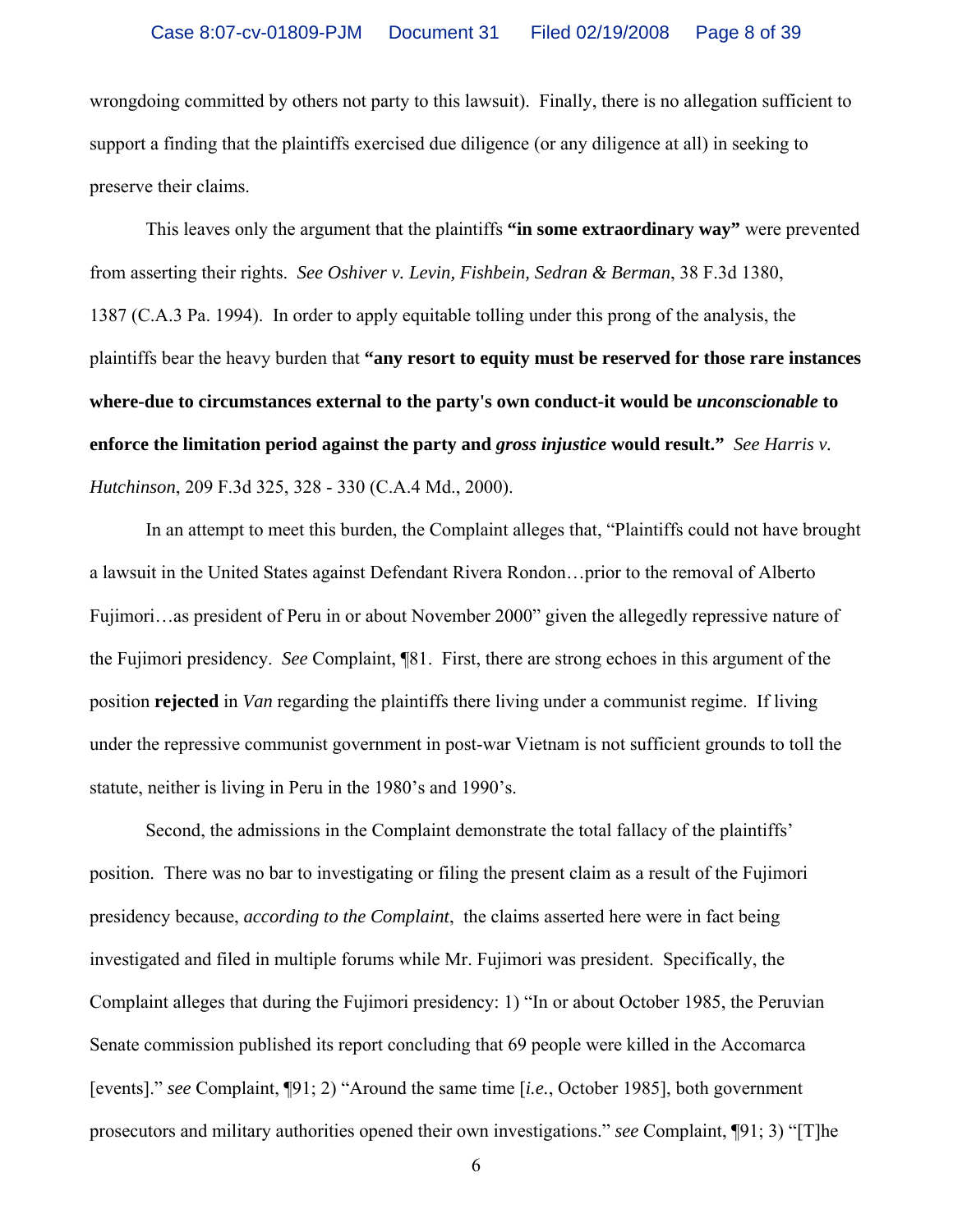wrongdoing committed by others not party to this lawsuit). Finally, there is no allegation sufficient to support a finding that the plaintiffs exercised due diligence (or any diligence at all) in seeking to preserve their claims.

This leaves only the argument that the plaintiffs **"in some extraordinary way"** were prevented from asserting their rights. *See Oshiver v. Levin, Fishbein, Sedran & Berman*, 38 F.3d 1380, 1387 (C.A.3 Pa. 1994). In order to apply equitable tolling under this prong of the analysis, the plaintiffs bear the heavy burden that **"any resort to equity must be reserved for those rare instances where-due to circumstances external to the party's own conduct-it would be *unconscionable* to enforce the limitation period against the party and *gross injustice* would result."** *See Harris v. Hutchinson*, 209 F.3d 325, 328 - 330 (C.A.4 Md., 2000).

In an attempt to meet this burden, the Complaint alleges that, "Plaintiffs could not have brought a lawsuit in the United States against Defendant Rivera Rondon…prior to the removal of Alberto Fujimori…as president of Peru in or about November 2000" given the allegedly repressive nature of the Fujimori presidency. *See* Complaint, ¶81. First, there are strong echoes in this argument of the position **rejected** in *Van* regarding the plaintiffs there living under a communist regime. If living under the repressive communist government in post-war Vietnam is not sufficient grounds to toll the statute, neither is living in Peru in the 1980's and 1990's.

Second, the admissions in the Complaint demonstrate the total fallacy of the plaintiffs' position. There was no bar to investigating or filing the present claim as a result of the Fujimori presidency because, *according to the Complaint*, the claims asserted here were in fact being investigated and filed in multiple forums while Mr. Fujimori was president. Specifically, the Complaint alleges that during the Fujimori presidency: 1) "In or about October 1985, the Peruvian Senate commission published its report concluding that 69 people were killed in the Accomarca [events]." *see* Complaint, ¶91; 2) "Around the same time [*i.e.*, October 1985], both government prosecutors and military authorities opened their own investigations." *see* Complaint, ¶91; 3) "[T]he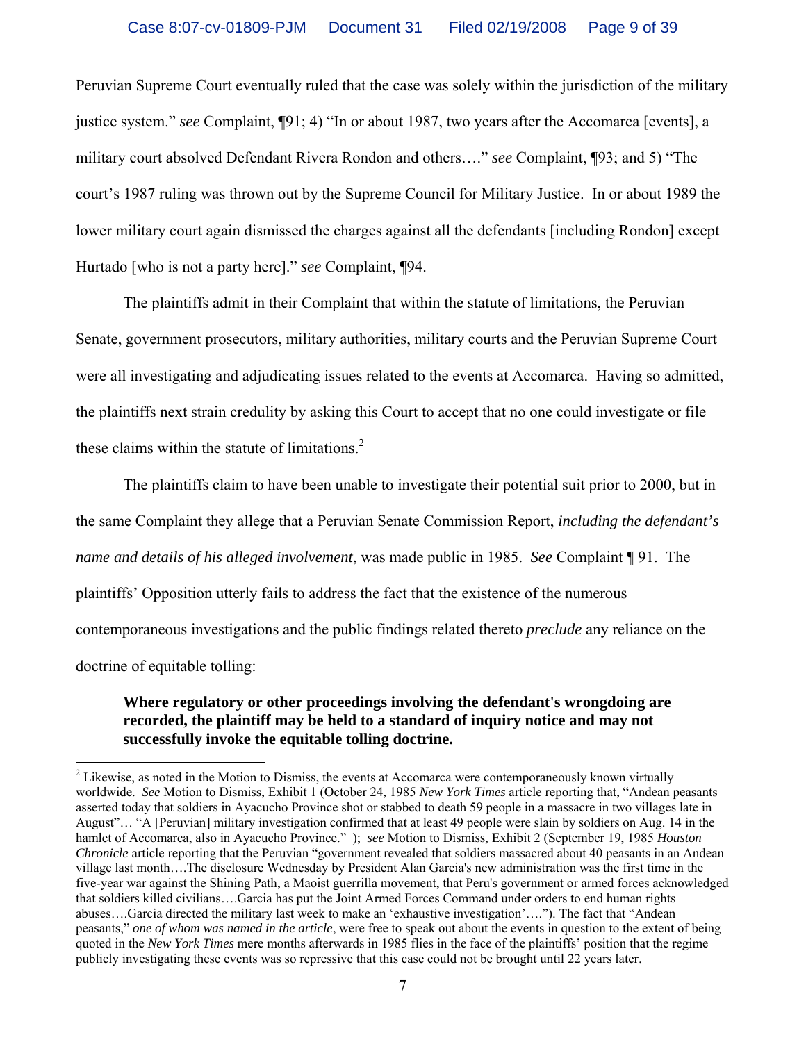Peruvian Supreme Court eventually ruled that the case was solely within the jurisdiction of the military justice system." *see* Complaint, ¶91; 4) "In or about 1987, two years after the Accomarca [events], a military court absolved Defendant Rivera Rondon and others…." *see* Complaint, ¶93; and 5) "The court's 1987 ruling was thrown out by the Supreme Council for Military Justice. In or about 1989 the lower military court again dismissed the charges against all the defendants [including Rondon] except Hurtado [who is not a party here]." *see* Complaint, ¶94.

The plaintiffs admit in their Complaint that within the statute of limitations, the Peruvian Senate, government prosecutors, military authorities, military courts and the Peruvian Supreme Court were all investigating and adjudicating issues related to the events at Accomarca. Having so admitted, the plaintiffs next strain credulity by asking this Court to accept that no one could investigate or file these claims within the statute of limitations.[2]

The plaintiffs claim to have been unable to investigate their potential suit prior to 2000, but in the same Complaint they allege that a Peruvian Senate Commission Report, *including the defendant's name and details of his alleged involvement*, was made public in 1985. *See* Complaint ¶ 91. The plaintiffs' Opposition utterly fails to address the fact that the existence of the numerous contemporaneous investigations and the public findings related thereto *preclude* any reliance on the doctrine of equitable tolling:

> **Where regulatory or other proceedings involving the defendant's wrongdoing are recorded, the plaintiff may be held to a standard of inquiry notice and may not successfully invoke the equitable tolling doctrine.**

---

[2] Likewise, as noted in the Motion to Dismiss, the events at Accomarca were contemporaneously known virtually worldwide. *See* Motion to Dismiss, Exhibit 1 (October 24, 1985 *New York Times* article reporting that, "Andean peasants asserted today that soldiers in Ayacucho Province shot or stabbed to death 59 people in a massacre in two villages late in August"… "A [Peruvian] military investigation confirmed that at least 49 people were slain by soldiers on Aug. 14 in the hamlet of Accomarca, also in Ayacucho Province." ); *see* Motion to Dismiss, Exhibit 2 (September 19, 1985 *Houston Chronicle* article reporting that the Peruvian "government revealed that soldiers massacred about 40 peasants in an Andean village last month….The disclosure Wednesday by President Alan Garcia's new administration was the first time in the five-year war against the Shining Path, a Maoist guerrilla movement, that Peru's government or armed forces acknowledged that soldiers killed civilians….Garcia has put the Joint Armed Forces Command under orders to end human rights abuses….Garcia directed the military last week to make an 'exhaustive investigation'…."). The fact that "Andean peasants," *one of whom was named in the article*, were free to speak out about the events in question to the extent of being quoted in the *New York Times* mere months afterwards in 1985 flies in the face of the plaintiffs' position that the regime publicly investigating these events was so repressive that this case could not be brought until 22 years later.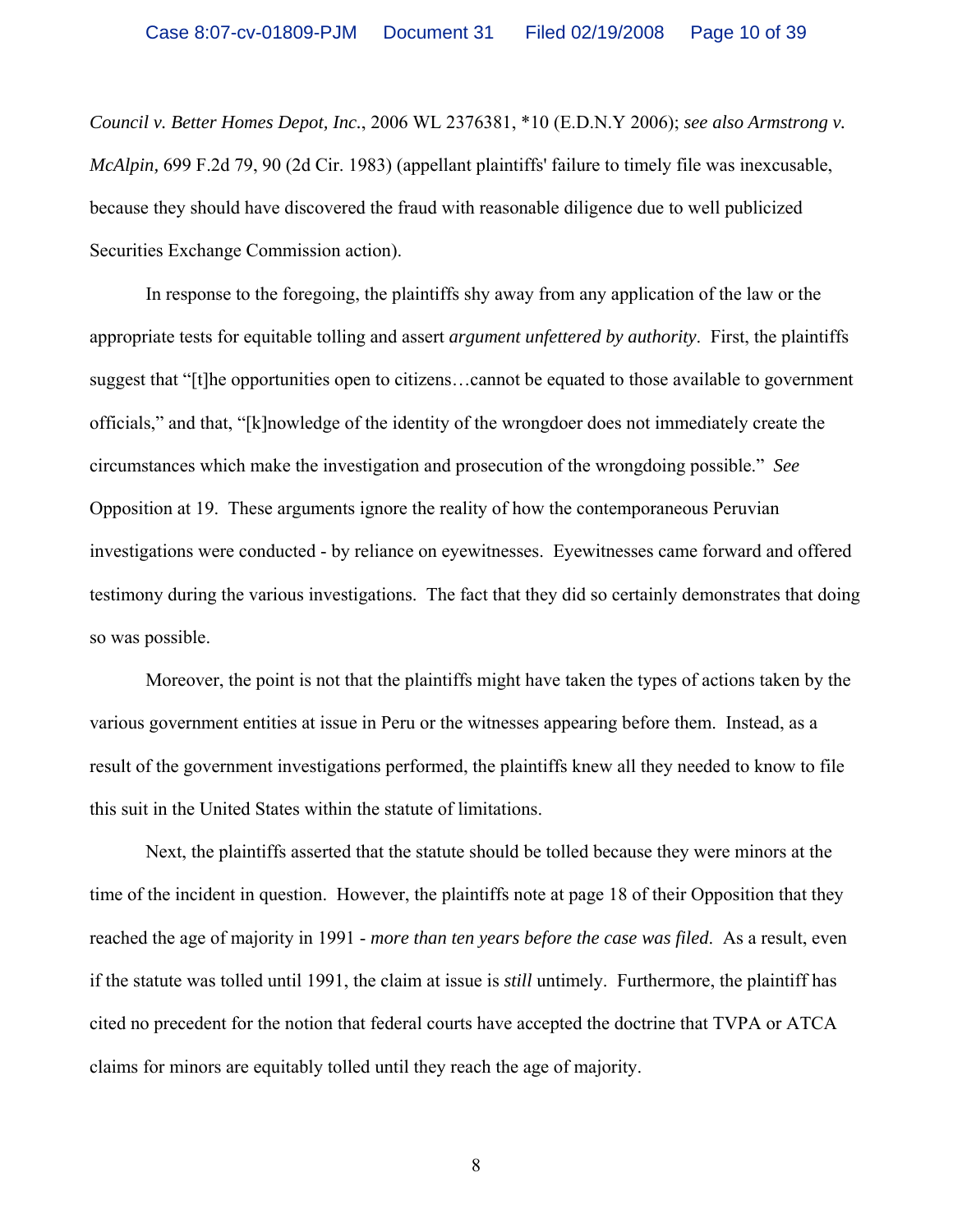*Council v. Better Homes Depot, Inc.*, 2006 WL 2376381, *10 (E.D.N.Y 2006); *see also Armstrong v. McAlpin,* 699 F.2d 79, 90 (2d Cir. 1983) (appellant plaintiffs' failure to timely file was inexcusable, because they should have discovered the fraud with reasonable diligence due to well publicized Securities Exchange Commission action).

In response to the foregoing, the plaintiffs shy away from any application of the law or the appropriate tests for equitable tolling and assert *argument unfettered by authority*. First, the plaintiffs suggest that "[t]he opportunities open to citizens…cannot be equated to those available to government officials," and that, "[k]nowledge of the identity of the wrongdoer does not immediately create the circumstances which make the investigation and prosecution of the wrongdoing possible." *See* Opposition at 19. These arguments ignore the reality of how the contemporaneous Peruvian investigations were conducted - by reliance on eyewitnesses. Eyewitnesses came forward and offered testimony during the various investigations. The fact that they did so certainly demonstrates that doing so was possible.

Moreover, the point is not that the plaintiffs might have taken the types of actions taken by the various government entities at issue in Peru or the witnesses appearing before them. Instead, as a result of the government investigations performed, the plaintiffs knew all they needed to know to file this suit in the United States within the statute of limitations.

Next, the plaintiffs asserted that the statute should be tolled because they were minors at the time of the incident in question. However, the plaintiffs note at page 18 of their Opposition that they reached the age of majority in 1991 - *more than ten years before the case was filed*. As a result, even if the statute was tolled until 1991, the claim at issue is *still* untimely. Furthermore, the plaintiff has cited no precedent for the notion that federal courts have accepted the doctrine that TVPA or ATCA claims for minors are equitably tolled until they reach the age of majority.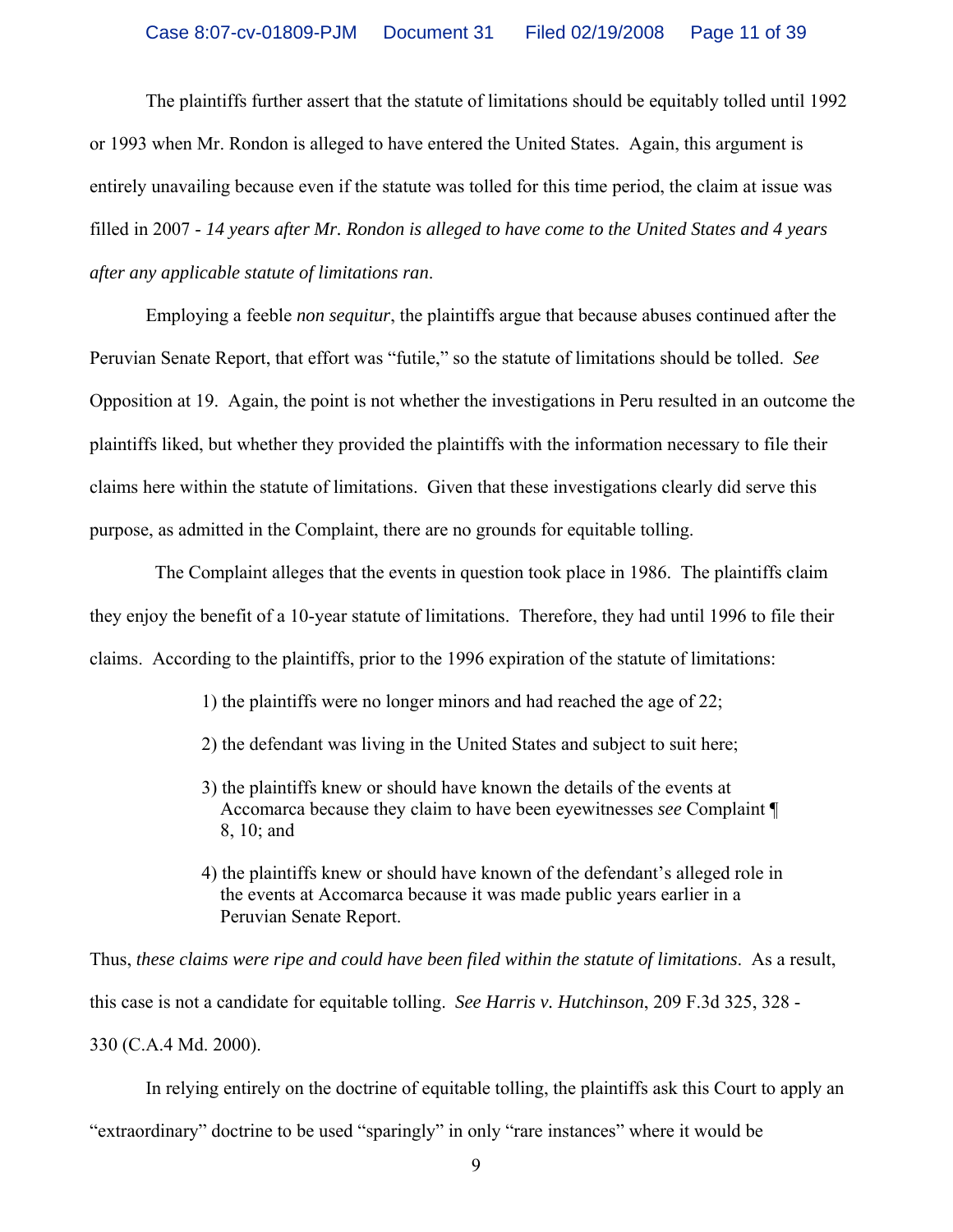The plaintiffs further assert that the statute of limitations should be equitably tolled until 1992 or 1993 when Mr. Rondon is alleged to have entered the United States. Again, this argument is entirely unavailing because even if the statute was tolled for this time period, the claim at issue was filled in 2007 - *14 years after Mr. Rondon is alleged to have come to the United States and 4 years after any applicable statute of limitations ran*.

Employing a feeble *non sequitur*, the plaintiffs argue that because abuses continued after the Peruvian Senate Report, that effort was "futile," so the statute of limitations should be tolled. *See* Opposition at 19. Again, the point is not whether the investigations in Peru resulted in an outcome the plaintiffs liked, but whether they provided the plaintiffs with the information necessary to file their claims here within the statute of limitations. Given that these investigations clearly did serve this purpose, as admitted in the Complaint, there are no grounds for equitable tolling.

The Complaint alleges that the events in question took place in 1986. The plaintiffs claim they enjoy the benefit of a 10-year statute of limitations. Therefore, they had until 1996 to file their claims. According to the plaintiffs, prior to the 1996 expiration of the statute of limitations:

1) the plaintiffs were no longer minors and had reached the age of 22;

2) the defendant was living in the United States and subject to suit here;

3) the plaintiffs knew or should have known the details of the events at Accomarca because they claim to have been eyewitnesses *see* Complaint ¶ 8, 10; and

4) the plaintiffs knew or should have known of the defendant's alleged role in the events at Accomarca because it was made public years earlier in a Peruvian Senate Report.

Thus, *these claims were ripe and could have been filed within the statute of limitations*. As a result, this case is not a candidate for equitable tolling. *See Harris v. Hutchinson*, 209 F.3d 325, 328 - 330 (C.A.4 Md. 2000).

In relying entirely on the doctrine of equitable tolling, the plaintiffs ask this Court to apply an "extraordinary" doctrine to be used "sparingly" in only "rare instances" where it would be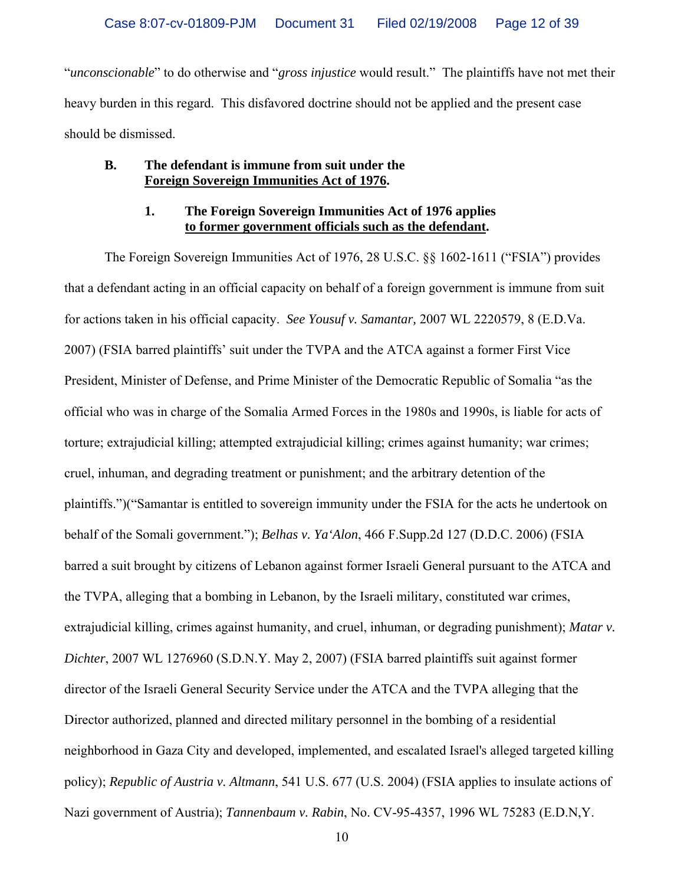"*unconscionable*" to do otherwise and "*gross injustice* would result." The plaintiffs have not met their heavy burden in this regard. This disfavored doctrine should not be applied and the present case should be dismissed.

### B. The defendant is immune from suit under the <u>Foreign Sovereign Immunities Act of 1976</u>.

#### 1. The Foreign Sovereign Immunities Act of 1976 applies <u>to former government officials such as the defendant</u>.

The Foreign Sovereign Immunities Act of 1976, 28 U.S.C. §§ 1602-1611 ("FSIA") provides that a defendant acting in an official capacity on behalf of a foreign government is immune from suit for actions taken in his official capacity. *See Yousuf v. Samantar,* 2007 WL 2220579, 8 (E.D.Va. 2007) (FSIA barred plaintiffs' suit under the TVPA and the ATCA against a former First Vice President, Minister of Defense, and Prime Minister of the Democratic Republic of Somalia "as the official who was in charge of the Somalia Armed Forces in the 1980s and 1990s, is liable for acts of torture; extrajudicial killing; attempted extrajudicial killing; crimes against humanity; war crimes; cruel, inhuman, and degrading treatment or punishment; and the arbitrary detention of the plaintiffs.")("Samantar is entitled to sovereign immunity under the FSIA for the acts he undertook on behalf of the Somali government."); *Belhas v. Ya'Alon*, 466 F.Supp.2d 127 (D.D.C. 2006) (FSIA barred a suit brought by citizens of Lebanon against former Israeli General pursuant to the ATCA and the TVPA, alleging that a bombing in Lebanon, by the Israeli military, constituted war crimes, extrajudicial killing, crimes against humanity, and cruel, inhuman, or degrading punishment); *Matar v. Dichter*, 2007 WL 1276960 (S.D.N.Y. May 2, 2007) (FSIA barred plaintiffs suit against former director of the Israeli General Security Service under the ATCA and the TVPA alleging that the Director authorized, planned and directed military personnel in the bombing of a residential neighborhood in Gaza City and developed, implemented, and escalated Israel's alleged targeted killing policy); *Republic of Austria v. Altmann*, 541 U.S. 677 (U.S. 2004) (FSIA applies to insulate actions of Nazi government of Austria); *Tannenbaum v. Rabin*, No. CV-95-4357, 1996 WL 75283 (E.D.N,Y.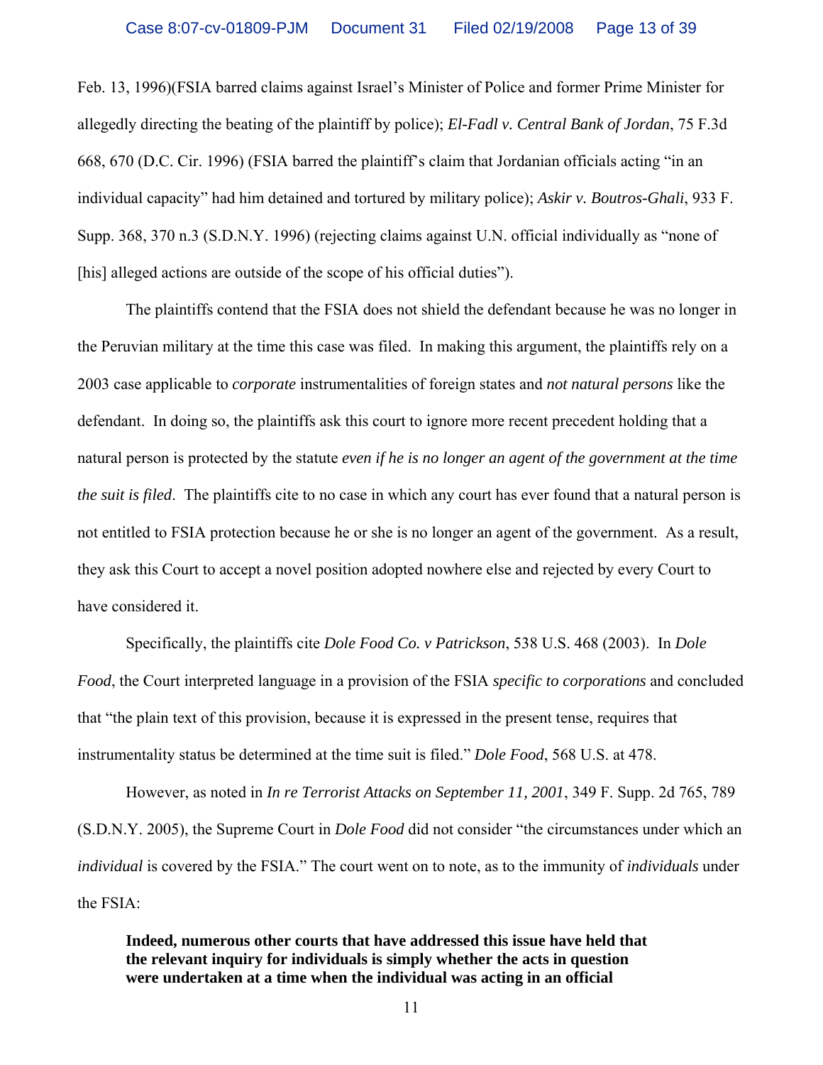Feb. 13, 1996)(FSIA barred claims against Israel's Minister of Police and former Prime Minister for allegedly directing the beating of the plaintiff by police); *El-Fadl v. Central Bank of Jordan*, 75 F.3d 668, 670 (D.C. Cir. 1996) (FSIA barred the plaintiff's claim that Jordanian officials acting "in an individual capacity" had him detained and tortured by military police); *Askir v. Boutros-Ghali*, 933 F. Supp. 368, 370 n.3 (S.D.N.Y. 1996) (rejecting claims against U.N. official individually as "none of [his] alleged actions are outside of the scope of his official duties").

The plaintiffs contend that the FSIA does not shield the defendant because he was no longer in the Peruvian military at the time this case was filed. In making this argument, the plaintiffs rely on a 2003 case applicable to *corporate* instrumentalities of foreign states and *not natural persons* like the defendant. In doing so, the plaintiffs ask this court to ignore more recent precedent holding that a natural person is protected by the statute *even if he is no longer an agent of the government at the time the suit is filed*. The plaintiffs cite to no case in which any court has ever found that a natural person is not entitled to FSIA protection because he or she is no longer an agent of the government. As a result, they ask this Court to accept a novel position adopted nowhere else and rejected by every Court to have considered it.

Specifically, the plaintiffs cite *Dole Food Co. v Patrickson*, 538 U.S. 468 (2003). In *Dole Food*, the Court interpreted language in a provision of the FSIA *specific to corporations* and concluded that "the plain text of this provision, because it is expressed in the present tense, requires that instrumentality status be determined at the time suit is filed." *Dole Food*, 568 U.S. at 478.

However, as noted in *In re Terrorist Attacks on September 11, 2001*, 349 F. Supp. 2d 765, 789 (S.D.N.Y. 2005), the Supreme Court in *Dole Food* did not consider "the circumstances under which an *individual* is covered by the FSIA." The court went on to note, as to the immunity of *individuals* under the FSIA:

> **Indeed, numerous other courts that have addressed this issue have held that the relevant inquiry for individuals is simply whether the acts in question were undertaken at a time when the individual was acting in an official**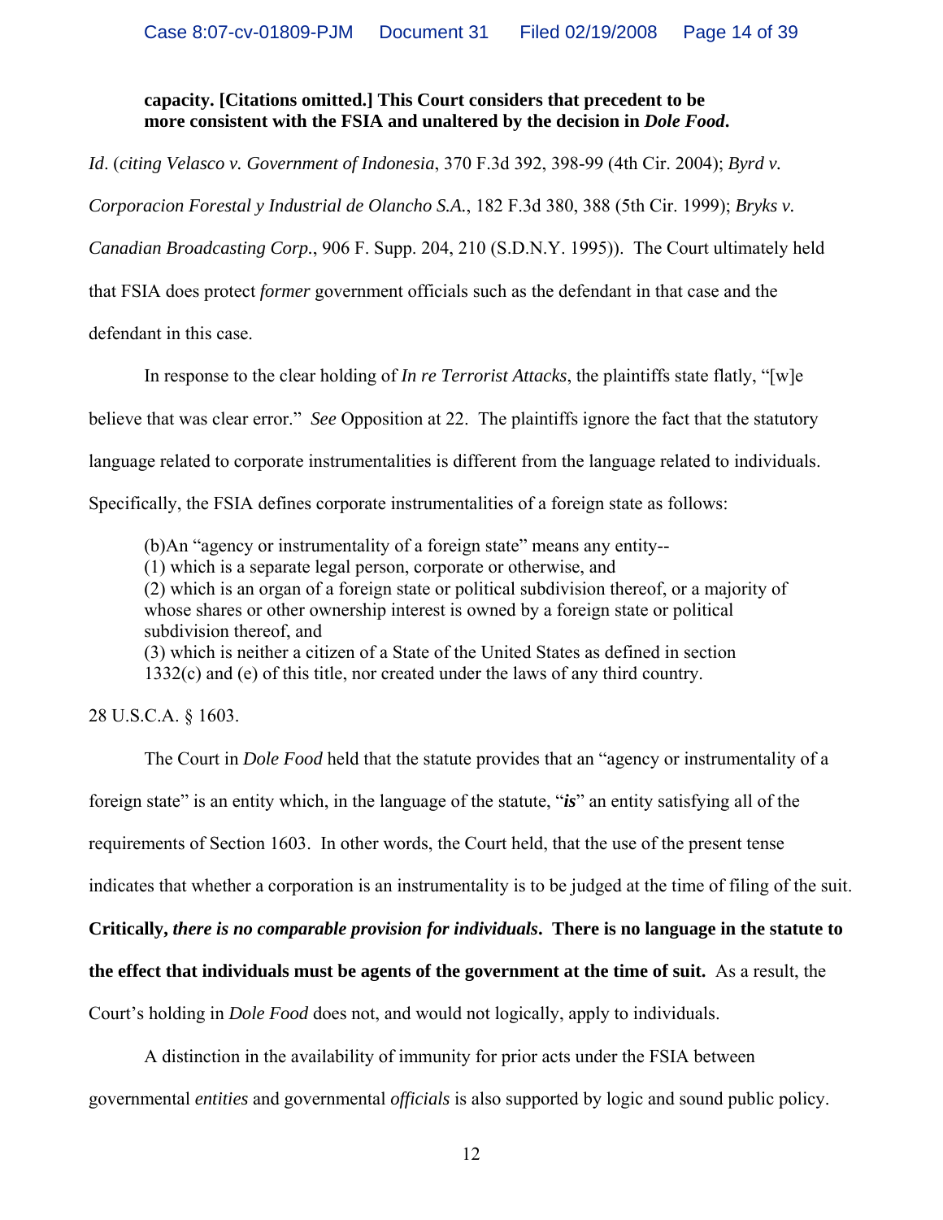**capacity. [Citations omitted.] This Court considers that precedent to be more consistent with the FSIA and unaltered by the decision in *Dole Food*.**

*Id*. (*citing Velasco v. Government of Indonesia*, 370 F.3d 392, 398-99 (4th Cir. 2004); *Byrd v. Corporacion Forestal y Industrial de Olancho S.A.*, 182 F.3d 380, 388 (5th Cir. 1999); *Bryks v. Canadian Broadcasting Corp.*, 906 F. Supp. 204, 210 (S.D.N.Y. 1995)). The Court ultimately held that FSIA does protect *former* government officials such as the defendant in that case and the defendant in this case.

In response to the clear holding of *In re Terrorist Attacks*, the plaintiffs state flatly, "[w]e believe that was clear error." *See* Opposition at 22. The plaintiffs ignore the fact that the statutory language related to corporate instrumentalities is different from the language related to individuals. Specifically, the FSIA defines corporate instrumentalities of a foreign state as follows:

> (b)An "agency or instrumentality of a foreign state" means any entity--
> (1) which is a separate legal person, corporate or otherwise, and
> (2) which is an organ of a foreign state or political subdivision thereof, or a majority of whose shares or other ownership interest is owned by a foreign state or political subdivision thereof, and
> (3) which is neither a citizen of a State of the United States as defined in section 1332(c) and (e) of this title, nor created under the laws of any third country.

28 U.S.C.A. § 1603.

The Court in *Dole Food* held that the statute provides that an "agency or instrumentality of a foreign state" is an entity which, in the language of the statute, "***is***" an entity satisfying all of the requirements of Section 1603. In other words, the Court held, that the use of the present tense indicates that whether a corporation is an instrumentality is to be judged at the time of filing of the suit. **Critically, *there is no comparable provision for individuals*. There is no language in the statute to the effect that individuals must be agents of the government at the time of suit.** As a result, the Court's holding in *Dole Food* does not, and would not logically, apply to individuals.

A distinction in the availability of immunity for prior acts under the FSIA between governmental *entities* and governmental *officials* is also supported by logic and sound public policy.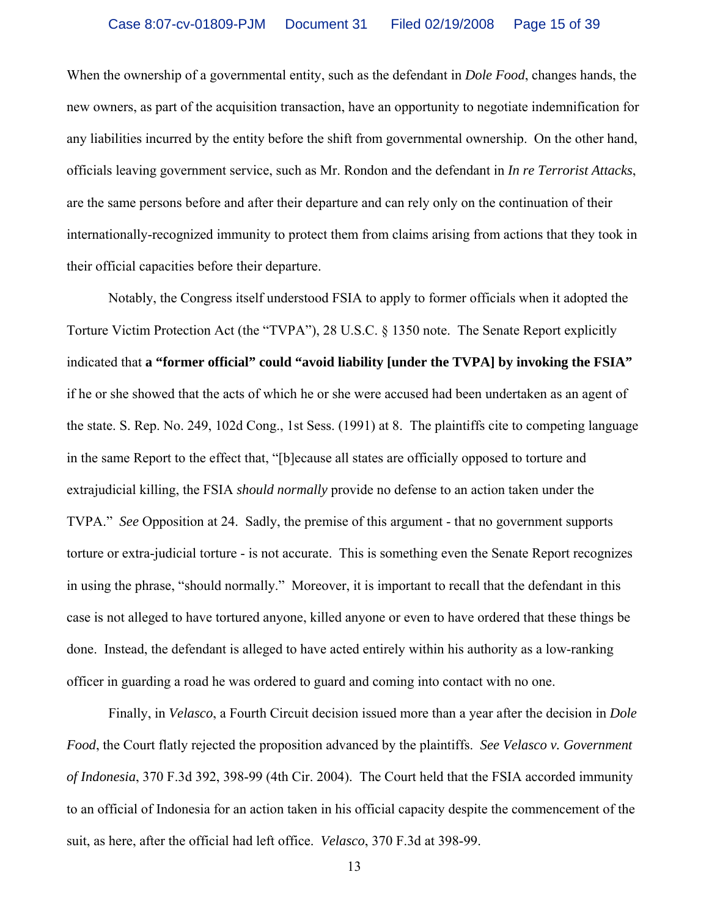When the ownership of a governmental entity, such as the defendant in *Dole Food*, changes hands, the new owners, as part of the acquisition transaction, have an opportunity to negotiate indemnification for any liabilities incurred by the entity before the shift from governmental ownership. On the other hand, officials leaving government service, such as Mr. Rondon and the defendant in *In re Terrorist Attacks*, are the same persons before and after their departure and can rely only on the continuation of their internationally-recognized immunity to protect them from claims arising from actions that they took in their official capacities before their departure.

Notably, the Congress itself understood FSIA to apply to former officials when it adopted the Torture Victim Protection Act (the "TVPA"), 28 U.S.C. § 1350 note. The Senate Report explicitly indicated that **a "former official" could "avoid liability [under the TVPA] by invoking the FSIA"** if he or she showed that the acts of which he or she were accused had been undertaken as an agent of the state. S. Rep. No. 249, 102d Cong., 1st Sess. (1991) at 8. The plaintiffs cite to competing language in the same Report to the effect that, "[b]ecause all states are officially opposed to torture and extrajudicial killing, the FSIA *should normally* provide no defense to an action taken under the TVPA." *See* Opposition at 24. Sadly, the premise of this argument - that no government supports torture or extra-judicial torture - is not accurate. This is something even the Senate Report recognizes in using the phrase, "should normally." Moreover, it is important to recall that the defendant in this case is not alleged to have tortured anyone, killed anyone or even to have ordered that these things be done. Instead, the defendant is alleged to have acted entirely within his authority as a low-ranking officer in guarding a road he was ordered to guard and coming into contact with no one.

Finally, in *Velasco*, a Fourth Circuit decision issued more than a year after the decision in *Dole Food*, the Court flatly rejected the proposition advanced by the plaintiffs. *See Velasco v. Government of Indonesia*, 370 F.3d 392, 398-99 (4th Cir. 2004). The Court held that the FSIA accorded immunity to an official of Indonesia for an action taken in his official capacity despite the commencement of the suit, as here, after the official had left office. *Velasco*, 370 F.3d at 398-99.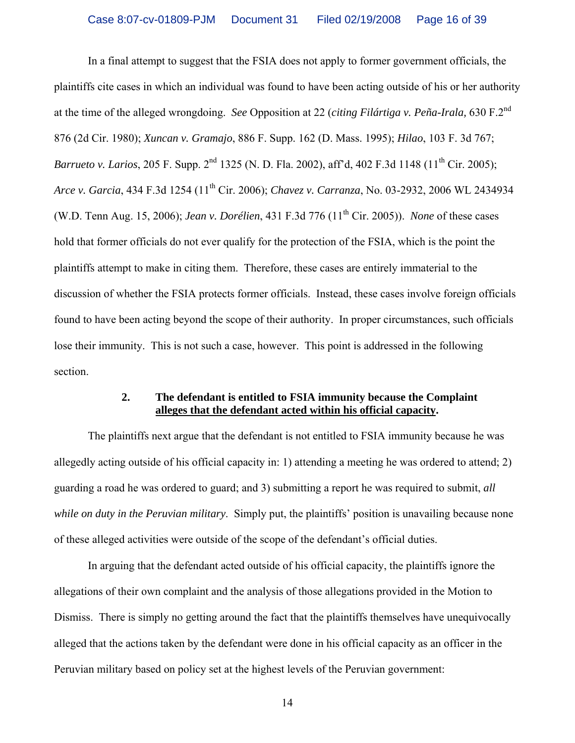In a final attempt to suggest that the FSIA does not apply to former government officials, the plaintiffs cite cases in which an individual was found to have been acting outside of his or her authority at the time of the alleged wrongdoing. *See* Opposition at 22 (*citing Filártiga v. Peña-Irala,* 630 F.2nd 876 (2d Cir. 1980); *Xuncan v. Gramajo*, 886 F. Supp. 162 (D. Mass. 1995); *Hilao*, 103 F. 3d 767; *Barrueto v. Larios*, 205 F. Supp. 2nd 1325 (N. D. Fla. 2002), aff'd, 402 F.3d 1148 (11th Cir. 2005); *Arce v. Garcia*, 434 F.3d 1254 (11th Cir. 2006); *Chavez v. Carranza*, No. 03-2932, 2006 WL 2434934 (W.D. Tenn Aug. 15, 2006); *Jean v. Dorélien*, 431 F.3d 776 (11th Cir. 2005)). *None* of these cases hold that former officials do not ever qualify for the protection of the FSIA, which is the point the plaintiffs attempt to make in citing them. Therefore, these cases are entirely immaterial to the discussion of whether the FSIA protects former officials. Instead, these cases involve foreign officials found to have been acting beyond the scope of their authority. In proper circumstances, such officials lose their immunity. This is not such a case, however. This point is addressed in the following section.

### 2. The defendant is entitled to FSIA immunity because the Complaint alleges that the defendant acted within his official capacity.

The plaintiffs next argue that the defendant is not entitled to FSIA immunity because he was allegedly acting outside of his official capacity in: 1) attending a meeting he was ordered to attend; 2) guarding a road he was ordered to guard; and 3) submitting a report he was required to submit, *all while on duty in the Peruvian military*. Simply put, the plaintiffs' position is unavailing because none of these alleged activities were outside of the scope of the defendant's official duties.

In arguing that the defendant acted outside of his official capacity, the plaintiffs ignore the allegations of their own complaint and the analysis of those allegations provided in the Motion to Dismiss. There is simply no getting around the fact that the plaintiffs themselves have unequivocally alleged that the actions taken by the defendant were done in his official capacity as an officer in the Peruvian military based on policy set at the highest levels of the Peruvian government: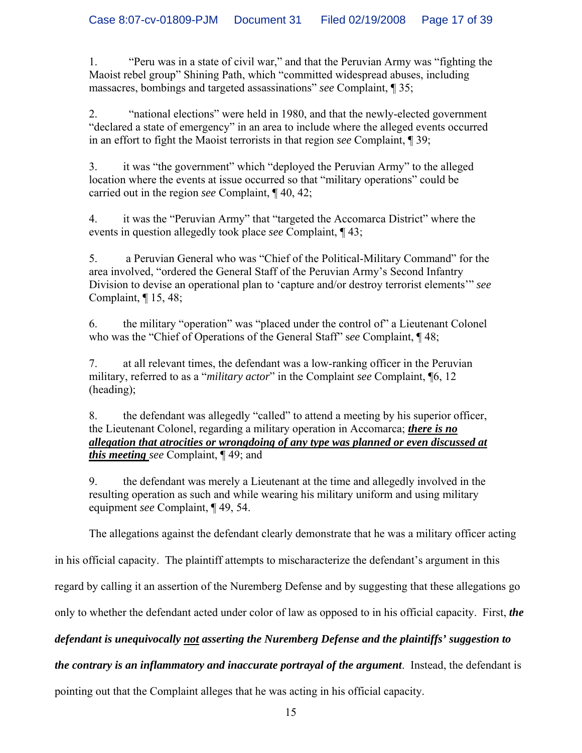1. "Peru was in a state of civil war," and that the Peruvian Army was "fighting the Maoist rebel group" Shining Path, which "committed widespread abuses, including massacres, bombings and targeted assassinations" *see* Complaint, ¶ 35;

2. "national elections" were held in 1980, and that the newly-elected government "declared a state of emergency" in an area to include where the alleged events occurred in an effort to fight the Maoist terrorists in that region *see* Complaint, ¶ 39;

3. it was "the government" which "deployed the Peruvian Army" to the alleged location where the events at issue occurred so that "military operations" could be carried out in the region *see* Complaint, ¶ 40, 42;

4. it was the "Peruvian Army" that "targeted the Accomarca District" where the events in question allegedly took place *see* Complaint, ¶ 43;

5. a Peruvian General who was "Chief of the Political-Military Command" for the area involved, "ordered the General Staff of the Peruvian Army's Second Infantry Division to devise an operational plan to 'capture and/or destroy terrorist elements'" *see* Complaint, ¶ 15, 48;

6. the military "operation" was "placed under the control of" a Lieutenant Colonel who was the "Chief of Operations of the General Staff" *see* Complaint, ¶ 48;

7. at all relevant times, the defendant was a low-ranking officer in the Peruvian military, referred to as a "*military actor*" in the Complaint *see* Complaint, ¶6, 12 (heading);

8. the defendant was allegedly "called" to attend a meeting by his superior officer, the Lieutenant Colonel, regarding a military operation in Accomarca; <u>***there is no allegation that atrocities or wrongdoing of any type was planned or even discussed at this meeting***</u> *see* Complaint, ¶ 49; and

9. the defendant was merely a Lieutenant at the time and allegedly involved in the resulting operation as such and while wearing his military uniform and using military equipment *see* Complaint, ¶ 49, 54.

The allegations against the defendant clearly demonstrate that he was a military officer acting in his official capacity. The plaintiff attempts to mischaracterize the defendant's argument in this regard by calling it an assertion of the Nuremberg Defense and by suggesting that these allegations go only to whether the defendant acted under color of law as opposed to in his official capacity. First, ***the defendant is unequivocally <u>not</u> asserting the Nuremberg Defense and the plaintiffs' suggestion to the contrary is an inflammatory and inaccurate portrayal of the argument***. Instead, the defendant is pointing out that the Complaint alleges that he was acting in his official capacity.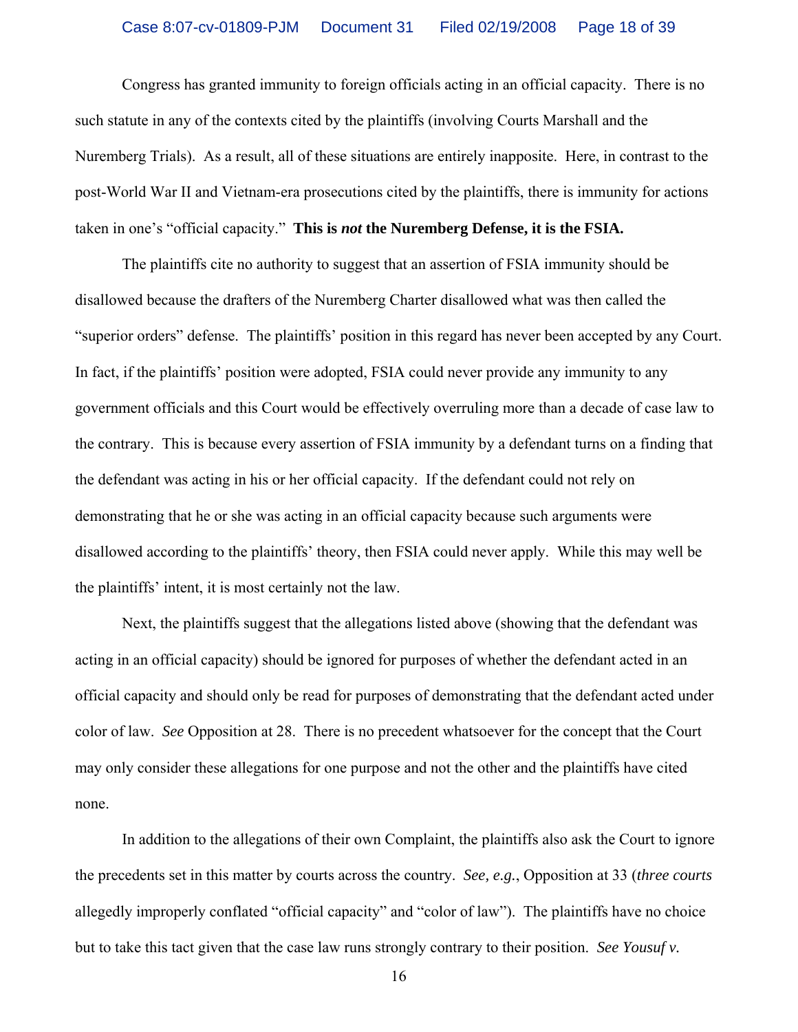Congress has granted immunity to foreign officials acting in an official capacity. There is no such statute in any of the contexts cited by the plaintiffs (involving Courts Marshall and the Nuremberg Trials). As a result, all of these situations are entirely inapposite. Here, in contrast to the post-World War II and Vietnam-era prosecutions cited by the plaintiffs, there is immunity for actions taken in one's "official capacity." **This is *not* the Nuremberg Defense, it is the FSIA.**

The plaintiffs cite no authority to suggest that an assertion of FSIA immunity should be disallowed because the drafters of the Nuremberg Charter disallowed what was then called the "superior orders" defense. The plaintiffs' position in this regard has never been accepted by any Court. In fact, if the plaintiffs' position were adopted, FSIA could never provide any immunity to any government officials and this Court would be effectively overruling more than a decade of case law to the contrary. This is because every assertion of FSIA immunity by a defendant turns on a finding that the defendant was acting in his or her official capacity. If the defendant could not rely on demonstrating that he or she was acting in an official capacity because such arguments were disallowed according to the plaintiffs' theory, then FSIA could never apply. While this may well be the plaintiffs' intent, it is most certainly not the law.

Next, the plaintiffs suggest that the allegations listed above (showing that the defendant was acting in an official capacity) should be ignored for purposes of whether the defendant acted in an official capacity and should only be read for purposes of demonstrating that the defendant acted under color of law. *See* Opposition at 28. There is no precedent whatsoever for the concept that the Court may only consider these allegations for one purpose and not the other and the plaintiffs have cited none.

In addition to the allegations of their own Complaint, the plaintiffs also ask the Court to ignore the precedents set in this matter by courts across the country. *See, e.g.*, Opposition at 33 (*three courts* allegedly improperly conflated "official capacity" and "color of law"). The plaintiffs have no choice but to take this tact given that the case law runs strongly contrary to their position. *See Yousuf v.*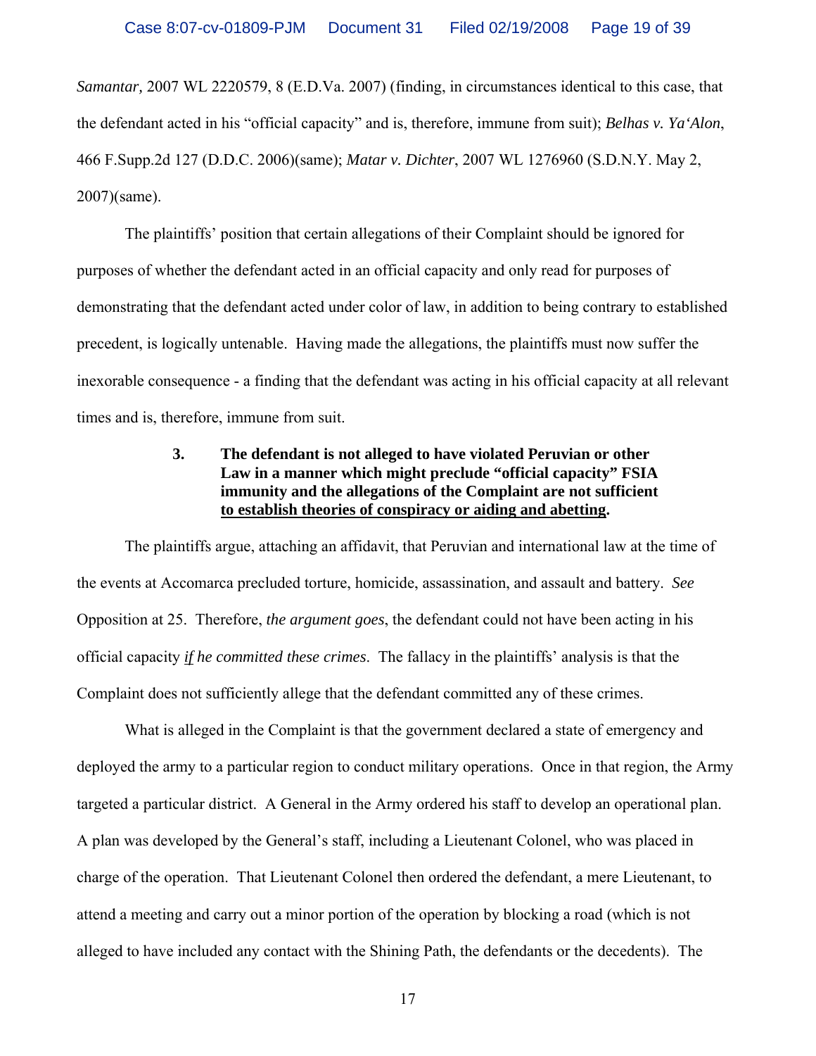*Samantar,* 2007 WL 2220579, 8 (E.D.Va. 2007) (finding, in circumstances identical to this case, that the defendant acted in his "official capacity" and is, therefore, immune from suit); *Belhas v. Ya'Alon*, 466 F.Supp.2d 127 (D.D.C. 2006)(same); *Matar v. Dichter*, 2007 WL 1276960 (S.D.N.Y. May 2, 2007)(same).

The plaintiffs' position that certain allegations of their Complaint should be ignored for purposes of whether the defendant acted in an official capacity and only read for purposes of demonstrating that the defendant acted under color of law, in addition to being contrary to established precedent, is logically untenable. Having made the allegations, the plaintiffs must now suffer the inexorable consequence - a finding that the defendant was acting in his official capacity at all relevant times and is, therefore, immune from suit.

**3. The defendant is not alleged to have violated Peruvian or other Law in a manner which might preclude "official capacity" FSIA immunity and the allegations of the Complaint are not sufficient to establish theories of conspiracy or aiding and abetting.**

The plaintiffs argue, attaching an affidavit, that Peruvian and international law at the time of the events at Accomarca precluded torture, homicide, assassination, and assault and battery. *See* Opposition at 25. Therefore, *the argument goes*, the defendant could not have been acting in his official capacity *if he committed these crimes*. The fallacy in the plaintiffs' analysis is that the Complaint does not sufficiently allege that the defendant committed any of these crimes.

What is alleged in the Complaint is that the government declared a state of emergency and deployed the army to a particular region to conduct military operations. Once in that region, the Army targeted a particular district. A General in the Army ordered his staff to develop an operational plan. A plan was developed by the General's staff, including a Lieutenant Colonel, who was placed in charge of the operation. That Lieutenant Colonel then ordered the defendant, a mere Lieutenant, to attend a meeting and carry out a minor portion of the operation by blocking a road (which is not alleged to have included any contact with the Shining Path, the defendants or the decedents). The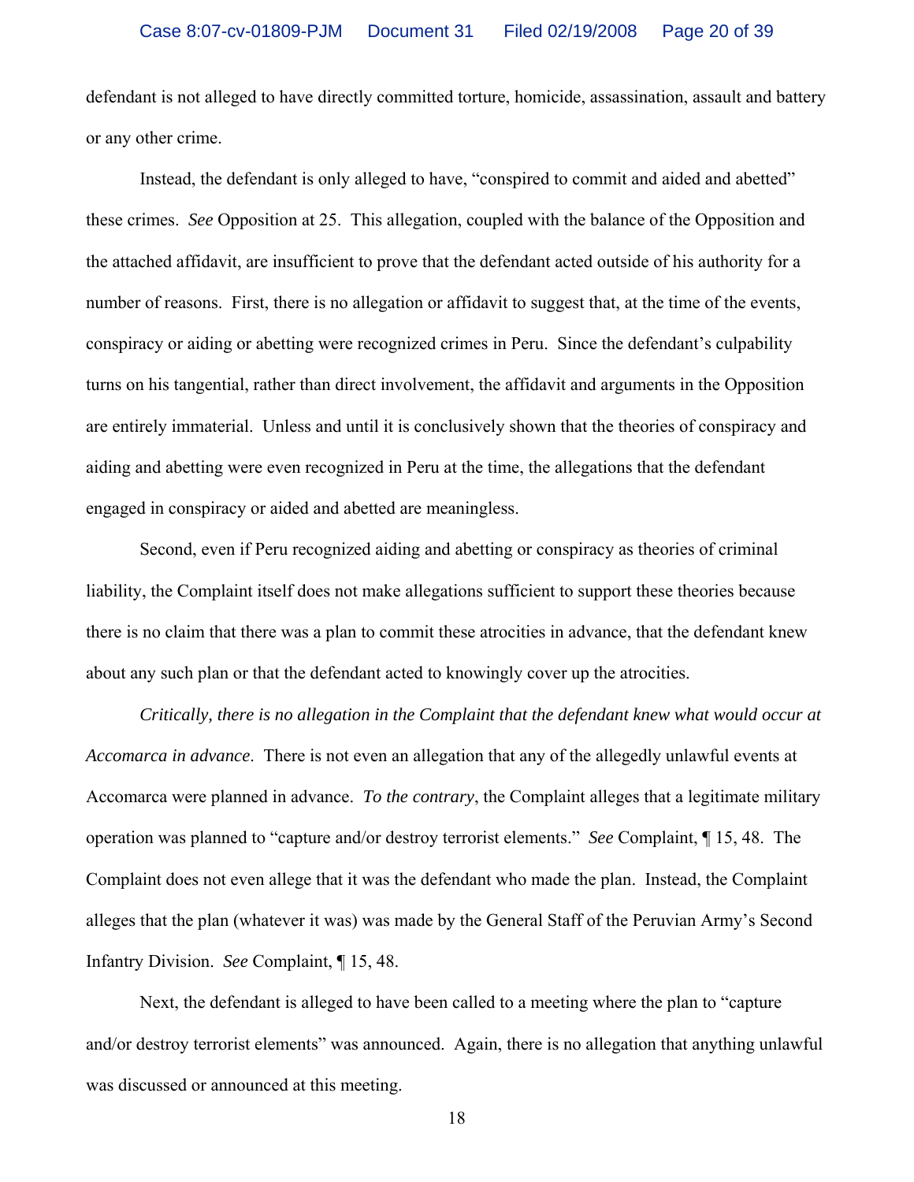defendant is not alleged to have directly committed torture, homicide, assassination, assault and battery or any other crime.

Instead, the defendant is only alleged to have, "conspired to commit and aided and abetted" these crimes. *See* Opposition at 25. This allegation, coupled with the balance of the Opposition and the attached affidavit, are insufficient to prove that the defendant acted outside of his authority for a number of reasons. First, there is no allegation or affidavit to suggest that, at the time of the events, conspiracy or aiding or abetting were recognized crimes in Peru. Since the defendant's culpability turns on his tangential, rather than direct involvement, the affidavit and arguments in the Opposition are entirely immaterial. Unless and until it is conclusively shown that the theories of conspiracy and aiding and abetting were even recognized in Peru at the time, the allegations that the defendant engaged in conspiracy or aided and abetted are meaningless.

Second, even if Peru recognized aiding and abetting or conspiracy as theories of criminal liability, the Complaint itself does not make allegations sufficient to support these theories because there is no claim that there was a plan to commit these atrocities in advance, that the defendant knew about any such plan or that the defendant acted to knowingly cover up the atrocities.

*Critically, there is no allegation in the Complaint that the defendant knew what would occur at Accomarca in advance*. There is not even an allegation that any of the allegedly unlawful events at Accomarca were planned in advance. *To the contrary*, the Complaint alleges that a legitimate military operation was planned to "capture and/or destroy terrorist elements." *See* Complaint, ¶ 15, 48. The Complaint does not even allege that it was the defendant who made the plan. Instead, the Complaint alleges that the plan (whatever it was) was made by the General Staff of the Peruvian Army's Second Infantry Division. *See* Complaint, ¶ 15, 48.

Next, the defendant is alleged to have been called to a meeting where the plan to "capture and/or destroy terrorist elements" was announced. Again, there is no allegation that anything unlawful was discussed or announced at this meeting.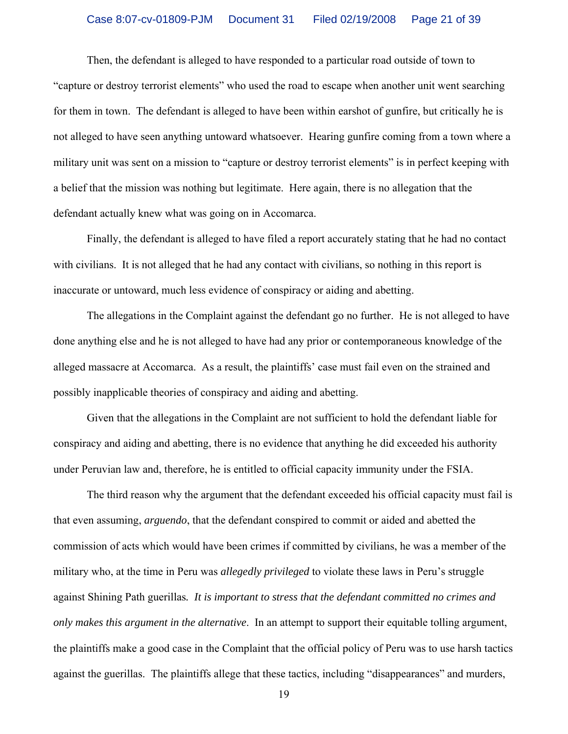Then, the defendant is alleged to have responded to a particular road outside of town to "capture or destroy terrorist elements" who used the road to escape when another unit went searching for them in town. The defendant is alleged to have been within earshot of gunfire, but critically he is not alleged to have seen anything untoward whatsoever. Hearing gunfire coming from a town where a military unit was sent on a mission to "capture or destroy terrorist elements" is in perfect keeping with a belief that the mission was nothing but legitimate. Here again, there is no allegation that the defendant actually knew what was going on in Accomarca.

Finally, the defendant is alleged to have filed a report accurately stating that he had no contact with civilians. It is not alleged that he had any contact with civilians, so nothing in this report is inaccurate or untoward, much less evidence of conspiracy or aiding and abetting.

The allegations in the Complaint against the defendant go no further. He is not alleged to have done anything else and he is not alleged to have had any prior or contemporaneous knowledge of the alleged massacre at Accomarca. As a result, the plaintiffs' case must fail even on the strained and possibly inapplicable theories of conspiracy and aiding and abetting.

Given that the allegations in the Complaint are not sufficient to hold the defendant liable for conspiracy and aiding and abetting, there is no evidence that anything he did exceeded his authority under Peruvian law and, therefore, he is entitled to official capacity immunity under the FSIA.

The third reason why the argument that the defendant exceeded his official capacity must fail is that even assuming, *arguendo*, that the defendant conspired to commit or aided and abetted the commission of acts which would have been crimes if committed by civilians, he was a member of the military who, at the time in Peru was *allegedly privileged* to violate these laws in Peru's struggle against Shining Path guerillas*. It is important to stress that the defendant committed no crimes and only makes this argument in the alternative*. In an attempt to support their equitable tolling argument, the plaintiffs make a good case in the Complaint that the official policy of Peru was to use harsh tactics against the guerillas. The plaintiffs allege that these tactics, including "disappearances" and murders,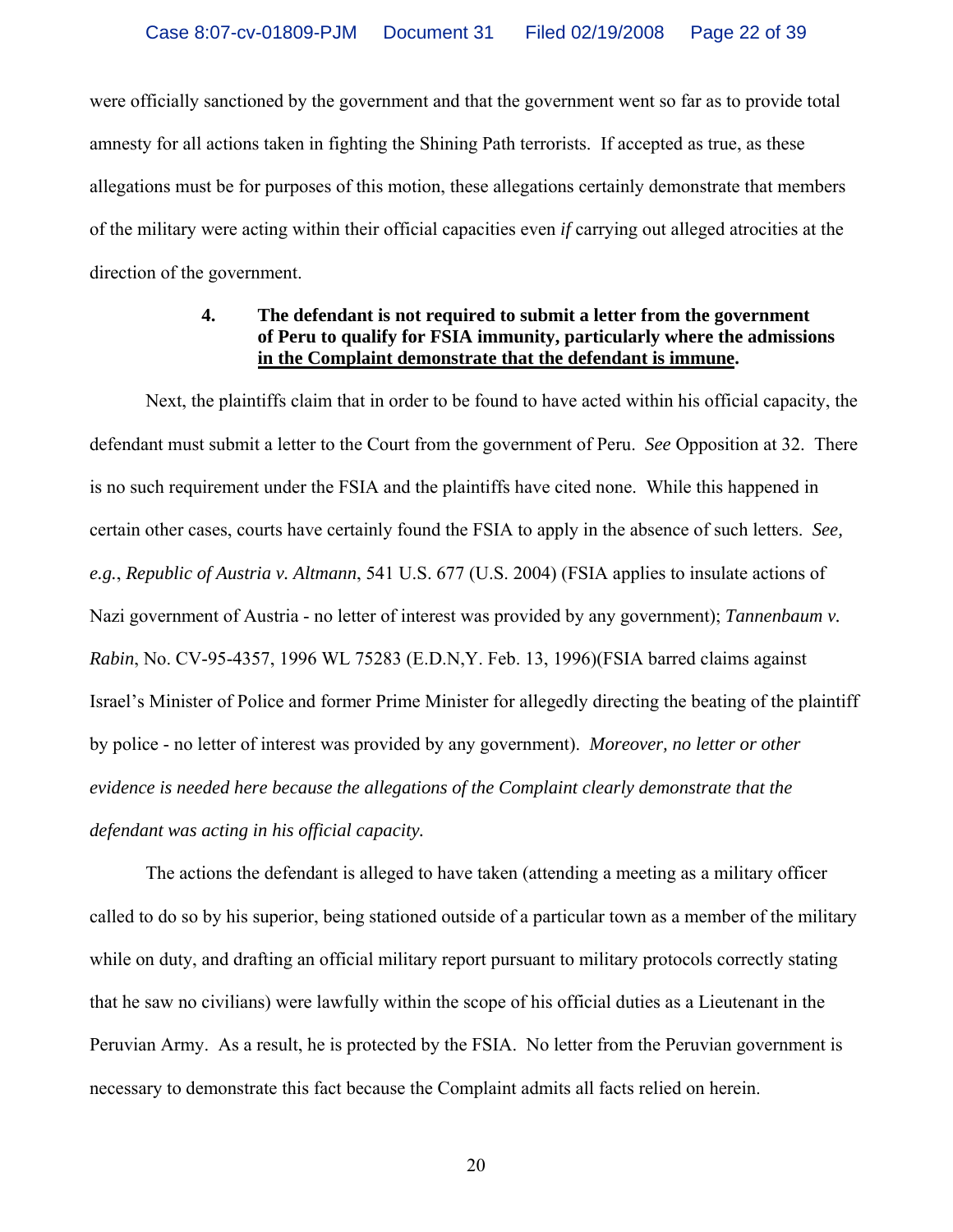were officially sanctioned by the government and that the government went so far as to provide total amnesty for all actions taken in fighting the Shining Path terrorists. If accepted as true, as these allegations must be for purposes of this motion, these allegations certainly demonstrate that members of the military were acting within their official capacities even *if* carrying out alleged atrocities at the direction of the government.

**4. The defendant is not required to submit a letter from the government of Peru to qualify for FSIA immunity, particularly where the admissions <u>in the Complaint demonstrate that the defendant is immune</u>.**

Next, the plaintiffs claim that in order to be found to have acted within his official capacity, the defendant must submit a letter to the Court from the government of Peru. *See* Opposition at 32. There is no such requirement under the FSIA and the plaintiffs have cited none. While this happened in certain other cases, courts have certainly found the FSIA to apply in the absence of such letters. *See, e.g.*, *Republic of Austria v. Altmann*, 541 U.S. 677 (U.S. 2004) (FSIA applies to insulate actions of Nazi government of Austria - no letter of interest was provided by any government); *Tannenbaum v. Rabin*, No. CV-95-4357, 1996 WL 75283 (E.D.N,Y. Feb. 13, 1996)(FSIA barred claims against Israel's Minister of Police and former Prime Minister for allegedly directing the beating of the plaintiff by police - no letter of interest was provided by any government). *Moreover, no letter or other evidence is needed here because the allegations of the Complaint clearly demonstrate that the defendant was acting in his official capacity.*

The actions the defendant is alleged to have taken (attending a meeting as a military officer called to do so by his superior, being stationed outside of a particular town as a member of the military while on duty, and drafting an official military report pursuant to military protocols correctly stating that he saw no civilians) were lawfully within the scope of his official duties as a Lieutenant in the Peruvian Army. As a result, he is protected by the FSIA. No letter from the Peruvian government is necessary to demonstrate this fact because the Complaint admits all facts relied on herein.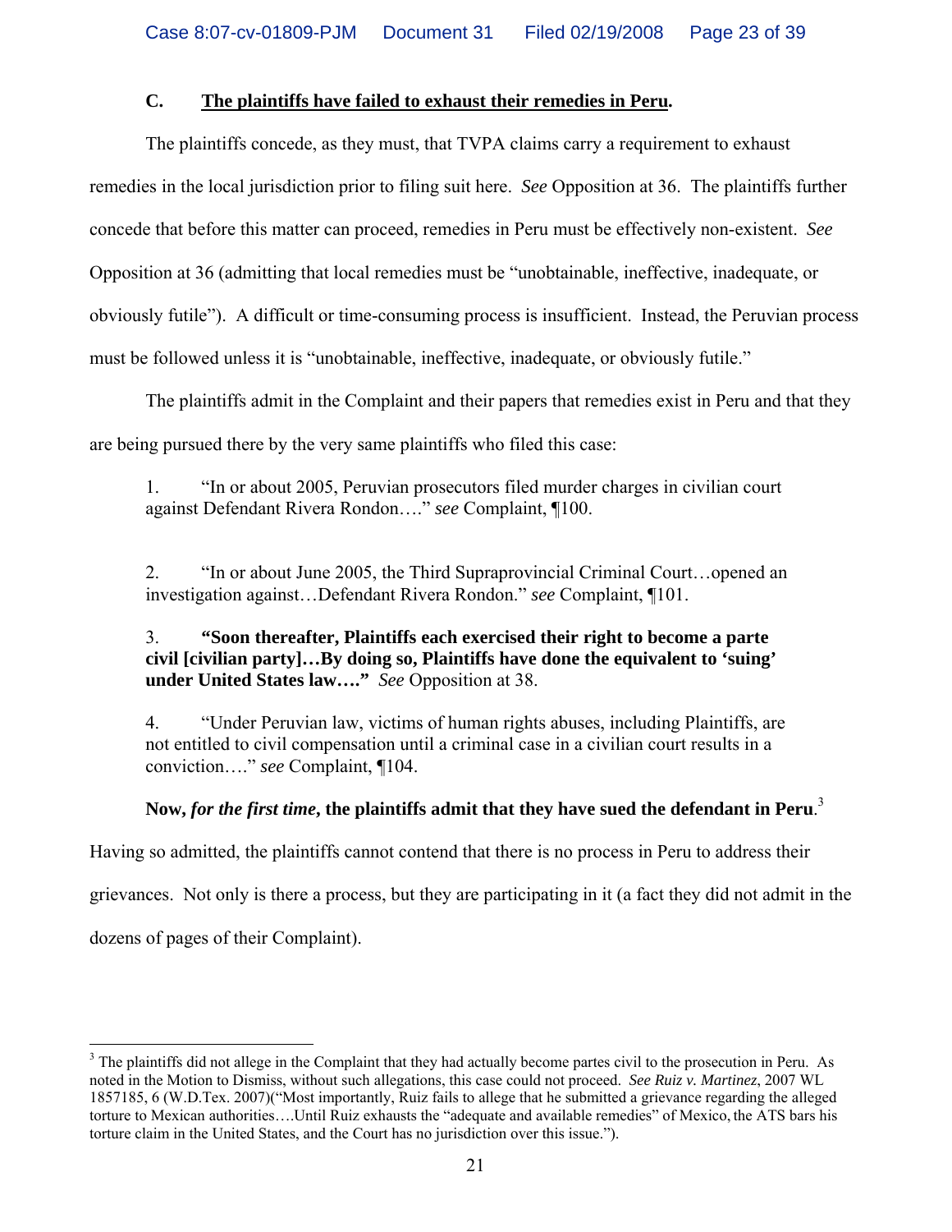### C. <u>The plaintiffs have failed to exhaust their remedies in Peru</u>.

The plaintiffs concede, as they must, that TVPA claims carry a requirement to exhaust remedies in the local jurisdiction prior to filing suit here. *See* Opposition at 36. The plaintiffs further concede that before this matter can proceed, remedies in Peru must be effectively non-existent. *See* Opposition at 36 (admitting that local remedies must be "unobtainable, ineffective, inadequate, or obviously futile"). A difficult or time-consuming process is insufficient. Instead, the Peruvian process must be followed unless it is "unobtainable, ineffective, inadequate, or obviously futile."

The plaintiffs admit in the Complaint and their papers that remedies exist in Peru and that they are being pursued there by the very same plaintiffs who filed this case:

> 1. "In or about 2005, Peruvian prosecutors filed murder charges in civilian court against Defendant Rivera Rondon…." *see* Complaint, ¶100.
>
> 2. "In or about June 2005, the Third Supraprovincial Criminal Court…opened an investigation against…Defendant Rivera Rondon." *see* Complaint, ¶101.
>
> 3. **"Soon thereafter, Plaintiffs each exercised their right to become a parte civil [civilian party]…By doing so, Plaintiffs have done the equivalent to 'suing' under United States law…."** *See* Opposition at 38.
>
> 4. "Under Peruvian law, victims of human rights abuses, including Plaintiffs, are not entitled to civil compensation until a criminal case in a civilian court results in a conviction…." *see* Complaint, ¶104.

**Now, *for the first time*, the plaintiffs admit that they have sued the defendant in Peru**.[3] Having so admitted, the plaintiffs cannot contend that there is no process in Peru to address their grievances. Not only is there a process, but they are participating in it (a fact they did not admit in the dozens of pages of their Complaint).

---

[3] The plaintiffs did not allege in the Complaint that they had actually become partes civil to the prosecution in Peru. As noted in the Motion to Dismiss, without such allegations, this case could not proceed. *See Ruiz v. Martinez*, 2007 WL 1857185, 6 (W.D.Tex. 2007)("Most importantly, Ruiz fails to allege that he submitted a grievance regarding the alleged torture to Mexican authorities….Until Ruiz exhausts the "adequate and available remedies" of Mexico, the ATS bars his torture claim in the United States, and the Court has no jurisdiction over this issue.").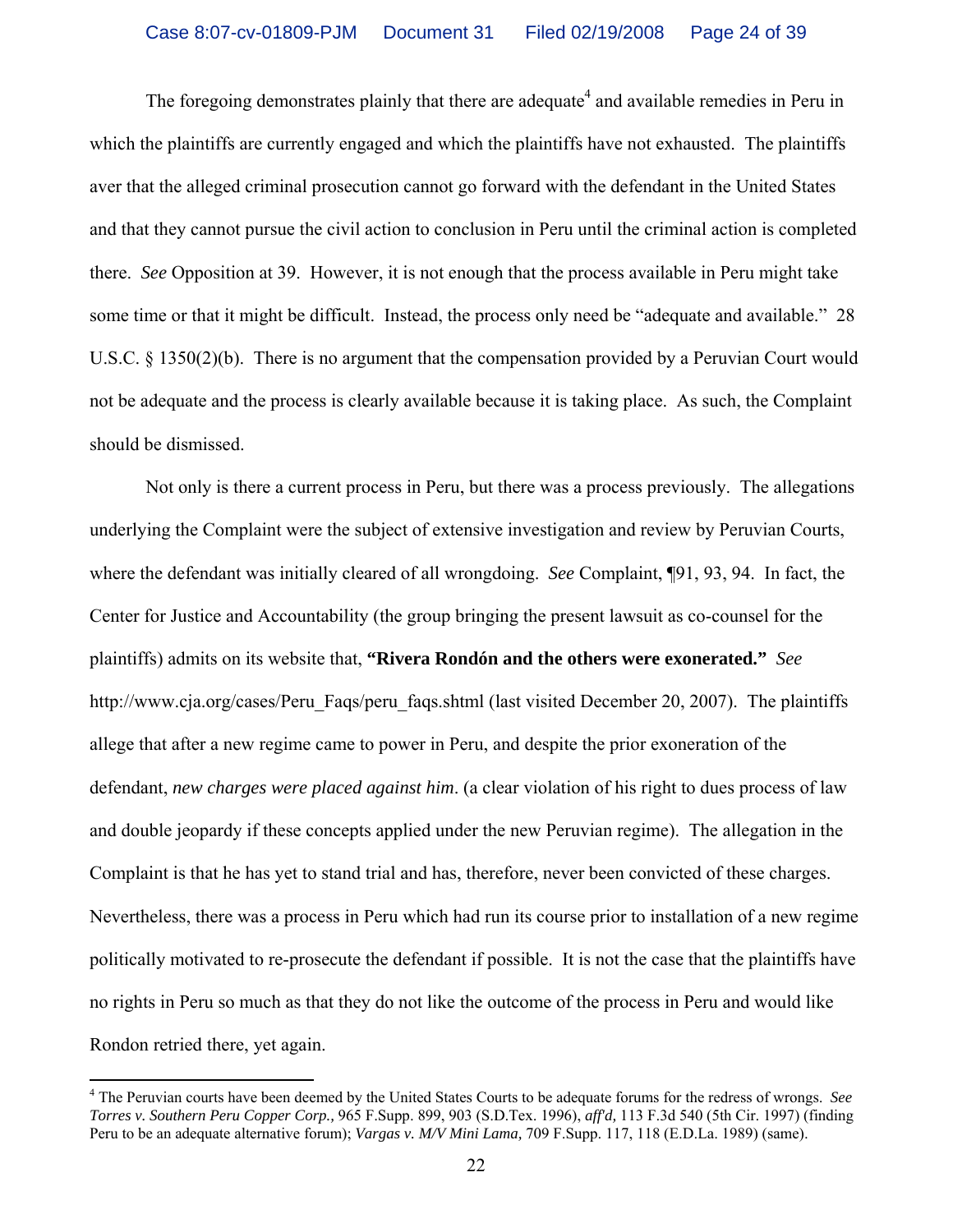The foregoing demonstrates plainly that there are adequate[4] and available remedies in Peru in which the plaintiffs are currently engaged and which the plaintiffs have not exhausted. The plaintiffs aver that the alleged criminal prosecution cannot go forward with the defendant in the United States and that they cannot pursue the civil action to conclusion in Peru until the criminal action is completed there. *See* Opposition at 39. However, it is not enough that the process available in Peru might take some time or that it might be difficult. Instead, the process only need be "adequate and available." 28 U.S.C. § 1350(2)(b). There is no argument that the compensation provided by a Peruvian Court would not be adequate and the process is clearly available because it is taking place. As such, the Complaint should be dismissed.

Not only is there a current process in Peru, but there was a process previously. The allegations underlying the Complaint were the subject of extensive investigation and review by Peruvian Courts, where the defendant was initially cleared of all wrongdoing. *See* Complaint, ¶91, 93, 94. In fact, the Center for Justice and Accountability (the group bringing the present lawsuit as co-counsel for the plaintiffs) admits on its website that, **"Rivera Rondón and the others were exonerated."** *See* http://www.cja.org/cases/Peru_Faqs/peru_faqs.shtml (last visited December 20, 2007). The plaintiffs allege that after a new regime came to power in Peru, and despite the prior exoneration of the defendant, *new charges were placed against him*. (a clear violation of his right to dues process of law and double jeopardy if these concepts applied under the new Peruvian regime). The allegation in the Complaint is that he has yet to stand trial and has, therefore, never been convicted of these charges. Nevertheless, there was a process in Peru which had run its course prior to installation of a new regime politically motivated to re-prosecute the defendant if possible. It is not the case that the plaintiffs have no rights in Peru so much as that they do not like the outcome of the process in Peru and would like Rondon retried there, yet again.

---

[4] The Peruvian courts have been deemed by the United States Courts to be adequate forums for the redress of wrongs. *See Torres v. Southern Peru Copper Corp.,* 965 F.Supp. 899, 903 (S.D.Tex. 1996), *aff'd,* 113 F.3d 540 (5th Cir. 1997) (finding Peru to be an adequate alternative forum); *Vargas v. M/V Mini Lama,* 709 F.Supp. 117, 118 (E.D.La. 1989) (same).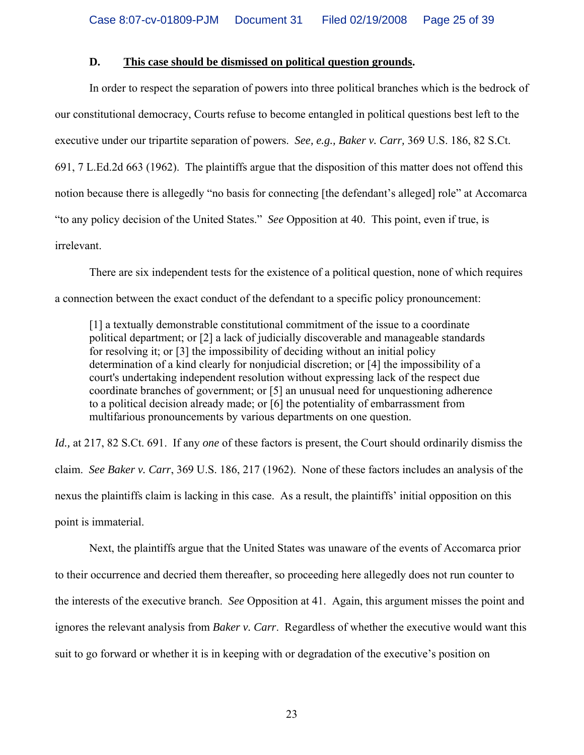### D. <u>This case should be dismissed on political question grounds</u>.

In order to respect the separation of powers into three political branches which is the bedrock of our constitutional democracy, Courts refuse to become entangled in political questions best left to the executive under our tripartite separation of powers. *See, e.g., Baker v. Carr,* 369 U.S. 186, 82 S.Ct. 691, 7 L.Ed.2d 663 (1962). The plaintiffs argue that the disposition of this matter does not offend this notion because there is allegedly "no basis for connecting [the defendant's alleged] role" at Accomarca "to any policy decision of the United States." *See* Opposition at 40. This point, even if true, is irrelevant.

There are six independent tests for the existence of a political question, none of which requires a connection between the exact conduct of the defendant to a specific policy pronouncement:

> [1] a textually demonstrable constitutional commitment of the issue to a coordinate political department; or [2] a lack of judicially discoverable and manageable standards for resolving it; or [3] the impossibility of deciding without an initial policy determination of a kind clearly for nonjudicial discretion; or [4] the impossibility of a court's undertaking independent resolution without expressing lack of the respect due coordinate branches of government; or [5] an unusual need for unquestioning adherence to a political decision already made; or [6] the potentiality of embarrassment from multifarious pronouncements by various departments on one question.

*Id.,* at 217, 82 S.Ct. 691. If any *one* of these factors is present, the Court should ordinarily dismiss the claim. *See Baker v. Carr*, 369 U.S. 186, 217 (1962). None of these factors includes an analysis of the nexus the plaintiffs claim is lacking in this case. As a result, the plaintiffs' initial opposition on this point is immaterial.

Next, the plaintiffs argue that the United States was unaware of the events of Accomarca prior to their occurrence and decried them thereafter, so proceeding here allegedly does not run counter to the interests of the executive branch. *See* Opposition at 41. Again, this argument misses the point and ignores the relevant analysis from *Baker v. Carr*. Regardless of whether the executive would want this suit to go forward or whether it is in keeping with or degradation of the executive's position on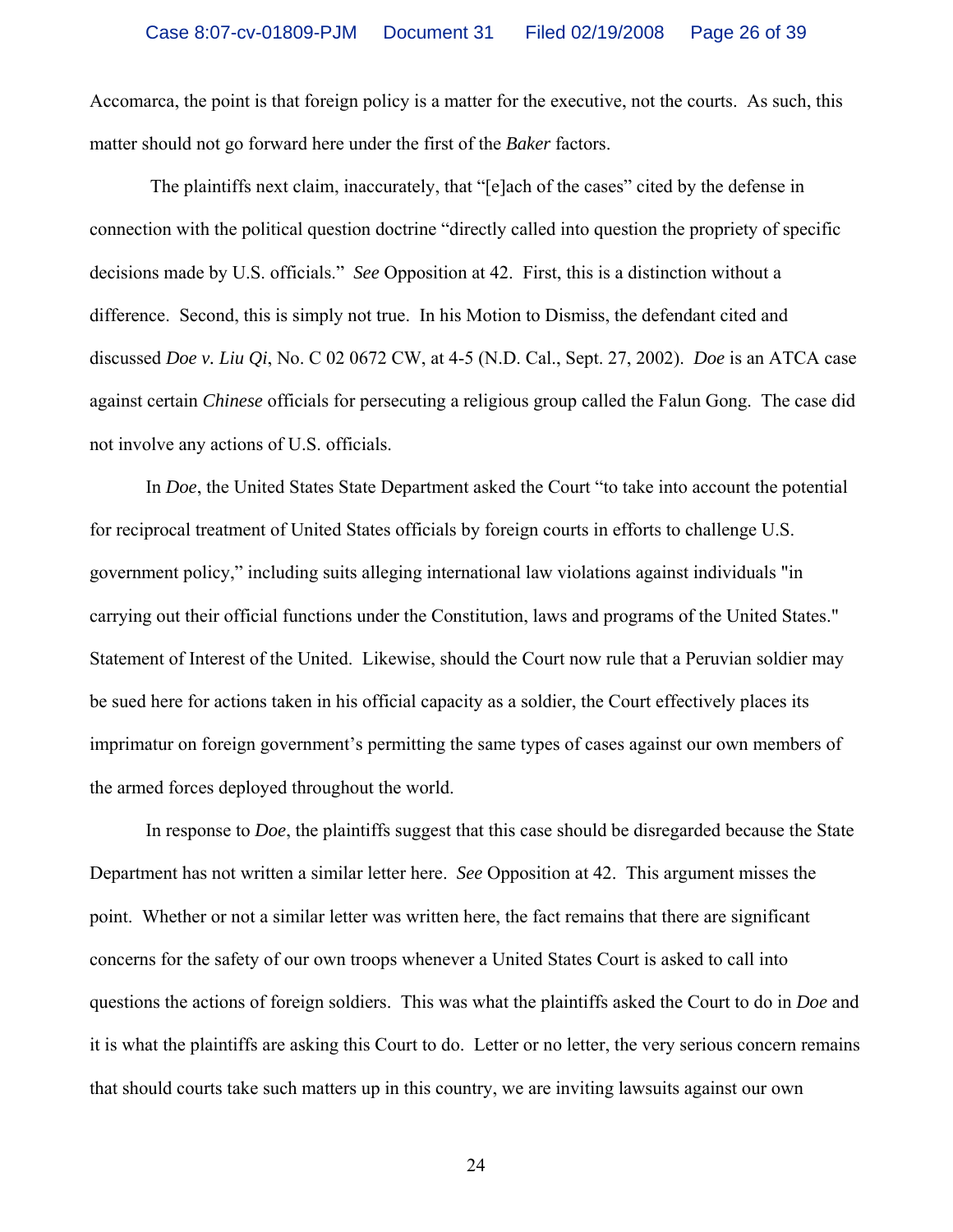Accomarca, the point is that foreign policy is a matter for the executive, not the courts. As such, this matter should not go forward here under the first of the *Baker* factors.

The plaintiffs next claim, inaccurately, that "[e]ach of the cases" cited by the defense in connection with the political question doctrine "directly called into question the propriety of specific decisions made by U.S. officials." *See* Opposition at 42. First, this is a distinction without a difference. Second, this is simply not true. In his Motion to Dismiss, the defendant cited and discussed *Doe v. Liu Qi*, No. C 02 0672 CW, at 4-5 (N.D. Cal., Sept. 27, 2002). *Doe* is an ATCA case against certain *Chinese* officials for persecuting a religious group called the Falun Gong. The case did not involve any actions of U.S. officials.

In *Doe*, the United States State Department asked the Court "to take into account the potential for reciprocal treatment of United States officials by foreign courts in efforts to challenge U.S. government policy," including suits alleging international law violations against individuals "in carrying out their official functions under the Constitution, laws and programs of the United States." Statement of Interest of the United. Likewise, should the Court now rule that a Peruvian soldier may be sued here for actions taken in his official capacity as a soldier, the Court effectively places its imprimatur on foreign government's permitting the same types of cases against our own members of the armed forces deployed throughout the world.

In response to *Doe*, the plaintiffs suggest that this case should be disregarded because the State Department has not written a similar letter here. *See* Opposition at 42. This argument misses the point. Whether or not a similar letter was written here, the fact remains that there are significant concerns for the safety of our own troops whenever a United States Court is asked to call into questions the actions of foreign soldiers. This was what the plaintiffs asked the Court to do in *Doe* and it is what the plaintiffs are asking this Court to do. Letter or no letter, the very serious concern remains that should courts take such matters up in this country, we are inviting lawsuits against our own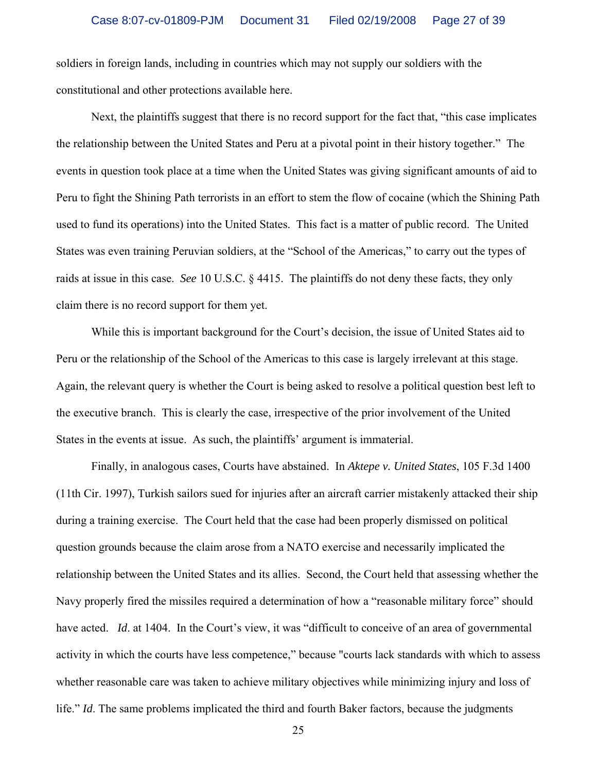soldiers in foreign lands, including in countries which may not supply our soldiers with the constitutional and other protections available here.

Next, the plaintiffs suggest that there is no record support for the fact that, "this case implicates the relationship between the United States and Peru at a pivotal point in their history together." The events in question took place at a time when the United States was giving significant amounts of aid to Peru to fight the Shining Path terrorists in an effort to stem the flow of cocaine (which the Shining Path used to fund its operations) into the United States. This fact is a matter of public record. The United States was even training Peruvian soldiers, at the "School of the Americas," to carry out the types of raids at issue in this case. *See* 10 U.S.C. § 4415. The plaintiffs do not deny these facts, they only claim there is no record support for them yet.

While this is important background for the Court's decision, the issue of United States aid to Peru or the relationship of the School of the Americas to this case is largely irrelevant at this stage. Again, the relevant query is whether the Court is being asked to resolve a political question best left to the executive branch. This is clearly the case, irrespective of the prior involvement of the United States in the events at issue. As such, the plaintiffs' argument is immaterial.

Finally, in analogous cases, Courts have abstained. In *Aktepe v. United States*, 105 F.3d 1400 (11th Cir. 1997), Turkish sailors sued for injuries after an aircraft carrier mistakenly attacked their ship during a training exercise. The Court held that the case had been properly dismissed on political question grounds because the claim arose from a NATO exercise and necessarily implicated the relationship between the United States and its allies. Second, the Court held that assessing whether the Navy properly fired the missiles required a determination of how a "reasonable military force" should have acted. *Id*. at 1404. In the Court's view, it was "difficult to conceive of an area of governmental activity in which the courts have less competence," because "courts lack standards with which to assess whether reasonable care was taken to achieve military objectives while minimizing injury and loss of life." *Id*. The same problems implicated the third and fourth Baker factors, because the judgments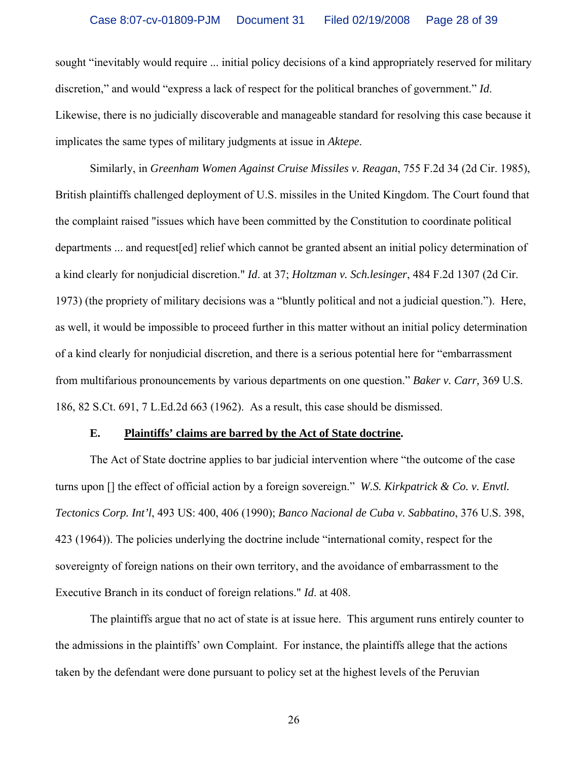sought "inevitably would require ... initial policy decisions of a kind appropriately reserved for military discretion," and would "express a lack of respect for the political branches of government." *Id*. Likewise, there is no judicially discoverable and manageable standard for resolving this case because it implicates the same types of military judgments at issue in *Aktepe*.

Similarly, in *Greenham Women Against Cruise Missiles v. Reagan*, 755 F.2d 34 (2d Cir. 1985), British plaintiffs challenged deployment of U.S. missiles in the United Kingdom. The Court found that the complaint raised "issues which have been committed by the Constitution to coordinate political departments ... and request[ed] relief which cannot be granted absent an initial policy determination of a kind clearly for nonjudicial discretion." *Id*. at 37; *Holtzman v. Sch.lesinger*, 484 F.2d 1307 (2d Cir. 1973) (the propriety of military decisions was a "bluntly political and not a judicial question."). Here, as well, it would be impossible to proceed further in this matter without an initial policy determination of a kind clearly for nonjudicial discretion, and there is a serious potential here for "embarrassment from multifarious pronouncements by various departments on one question." *Baker v. Carr,* 369 U.S. 186, 82 S.Ct. 691, 7 L.Ed.2d 663 (1962). As a result, this case should be dismissed.

**E. Plaintiffs' claims are barred by the Act of State doctrine.**

The Act of State doctrine applies to bar judicial intervention where "the outcome of the case turns upon [] the effect of official action by a foreign sovereign." *W.S. Kirkpatrick & Co. v. Envtl. Tectonics Corp. Int'l*, 493 US: 400, 406 (1990); *Banco Nacional de Cuba v. Sabbatino*, 376 U.S. 398, 423 (1964)). The policies underlying the doctrine include "international comity, respect for the sovereignty of foreign nations on their own territory, and the avoidance of embarrassment to the Executive Branch in its conduct of foreign relations." *Id.* at 408.

The plaintiffs argue that no act of state is at issue here. This argument runs entirely counter to the admissions in the plaintiffs' own Complaint. For instance, the plaintiffs allege that the actions taken by the defendant were done pursuant to policy set at the highest levels of the Peruvian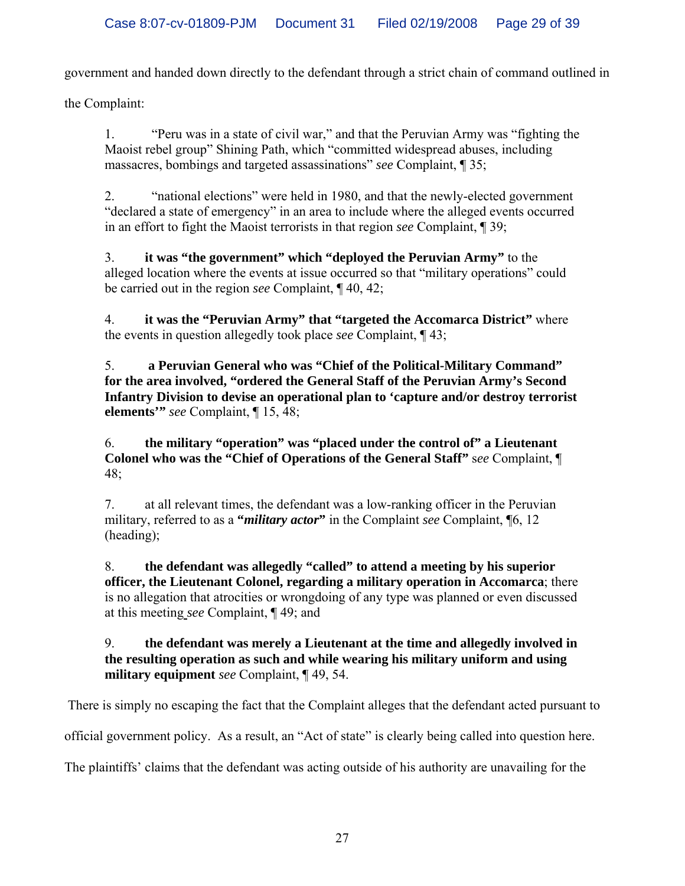government and handed down directly to the defendant through a strict chain of command outlined in the Complaint:

> 1. "Peru was in a state of civil war," and that the Peruvian Army was "fighting the Maoist rebel group" Shining Path, which "committed widespread abuses, including massacres, bombings and targeted assassinations" *see* Complaint, ¶ 35;
>
> 2. "national elections" were held in 1980, and that the newly-elected government "declared a state of emergency" in an area to include where the alleged events occurred in an effort to fight the Maoist terrorists in that region *see* Complaint, ¶ 39;
>
> 3. **it was "the government" which "deployed the Peruvian Army"** to the alleged location where the events at issue occurred so that "military operations" could be carried out in the region *see* Complaint, ¶ 40, 42;
>
> 4. **it was the "Peruvian Army" that "targeted the Accomarca District"** where the events in question allegedly took place *see* Complaint, ¶ 43;
>
> 5. **a Peruvian General who was "Chief of the Political-Military Command" for the area involved, "ordered the General Staff of the Peruvian Army's Second Infantry Division to devise an operational plan to 'capture and/or destroy terrorist elements'"** *see* Complaint, ¶ 15, 48;
>
> 6. **the military "operation" was "placed under the control of" a Lieutenant Colonel who was the "Chief of Operations of the General Staff"** *see* Complaint, ¶ 48;
>
> 7. at all relevant times, the defendant was a low-ranking officer in the Peruvian military, referred to as a **"*military actor*"** in the Complaint *see* Complaint, ¶6, 12 (heading);
>
> 8. **the defendant was allegedly "called" to attend a meeting by his superior officer, the Lieutenant Colonel, regarding a military operation in Accomarca**; there is no allegation that atrocities or wrongdoing of any type was planned or even discussed at this meeting *see* Complaint, ¶ 49; and
>
> 9. **the defendant was merely a Lieutenant at the time and allegedly involved in the resulting operation as such and while wearing his military uniform and using military equipment** *see* Complaint, ¶ 49, 54.

There is simply no escaping the fact that the Complaint alleges that the defendant acted pursuant to official government policy. As a result, an "Act of state" is clearly being called into question here. The plaintiffs' claims that the defendant was acting outside of his authority are unavailing for the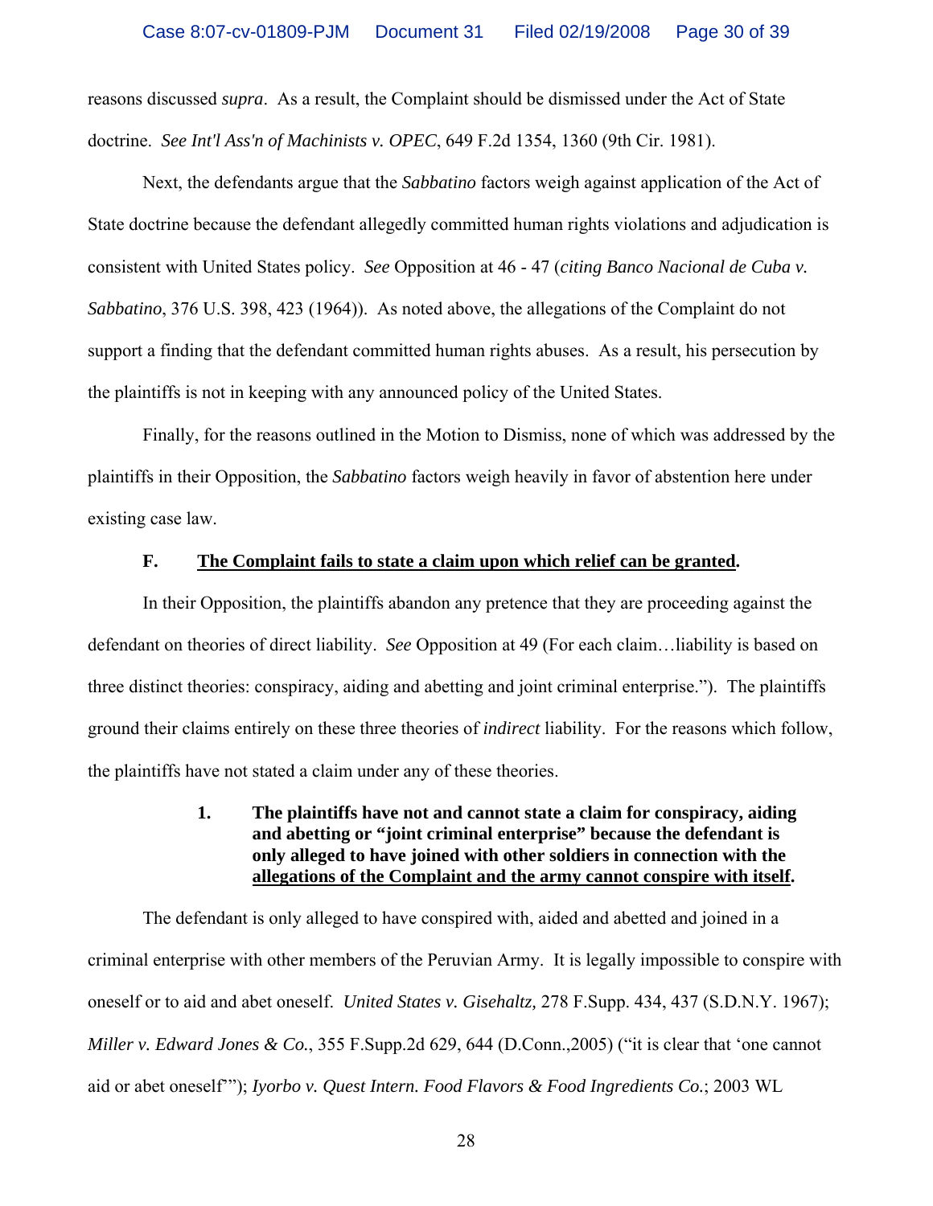reasons discussed *supra*. As a result, the Complaint should be dismissed under the Act of State doctrine. *See Int'l Ass'n of Machinists v. OPEC*, 649 F.2d 1354, 1360 (9th Cir. 1981).

Next, the defendants argue that the *Sabbatino* factors weigh against application of the Act of State doctrine because the defendant allegedly committed human rights violations and adjudication is consistent with United States policy. *See* Opposition at 46 - 47 (*citing Banco Nacional de Cuba v. Sabbatino*, 376 U.S. 398, 423 (1964)). As noted above, the allegations of the Complaint do not support a finding that the defendant committed human rights abuses. As a result, his persecution by the plaintiffs is not in keeping with any announced policy of the United States.

Finally, for the reasons outlined in the Motion to Dismiss, none of which was addressed by the plaintiffs in their Opposition, the *Sabbatino* factors weigh heavily in favor of abstention here under existing case law.

### F. <u>The Complaint fails to state a claim upon which relief can be granted</u>.

In their Opposition, the plaintiffs abandon any pretence that they are proceeding against the defendant on theories of direct liability. *See* Opposition at 49 (For each claim…liability is based on three distinct theories: conspiracy, aiding and abetting and joint criminal enterprise."). The plaintiffs ground their claims entirely on these three theories of *indirect* liability. For the reasons which follow, the plaintiffs have not stated a claim under any of these theories.

#### 1. The plaintiffs have not and cannot state a claim for conspiracy, aiding and abetting or "joint criminal enterprise" because the defendant is only alleged to have joined with other soldiers in connection with the <u>allegations of the Complaint and the army cannot conspire with itself</u>.

The defendant is only alleged to have conspired with, aided and abetted and joined in a criminal enterprise with other members of the Peruvian Army. It is legally impossible to conspire with oneself or to aid and abet oneself. *United States v. Gisehaltz,* 278 F.Supp. 434, 437 (S.D.N.Y. 1967); *Miller v. Edward Jones & Co.*, 355 F.Supp.2d 629, 644 (D.Conn.,2005) ("it is clear that 'one cannot aid or abet oneself'"); *Iyorbo v. Quest Intern. Food Flavors & Food Ingredients Co.*; 2003 WL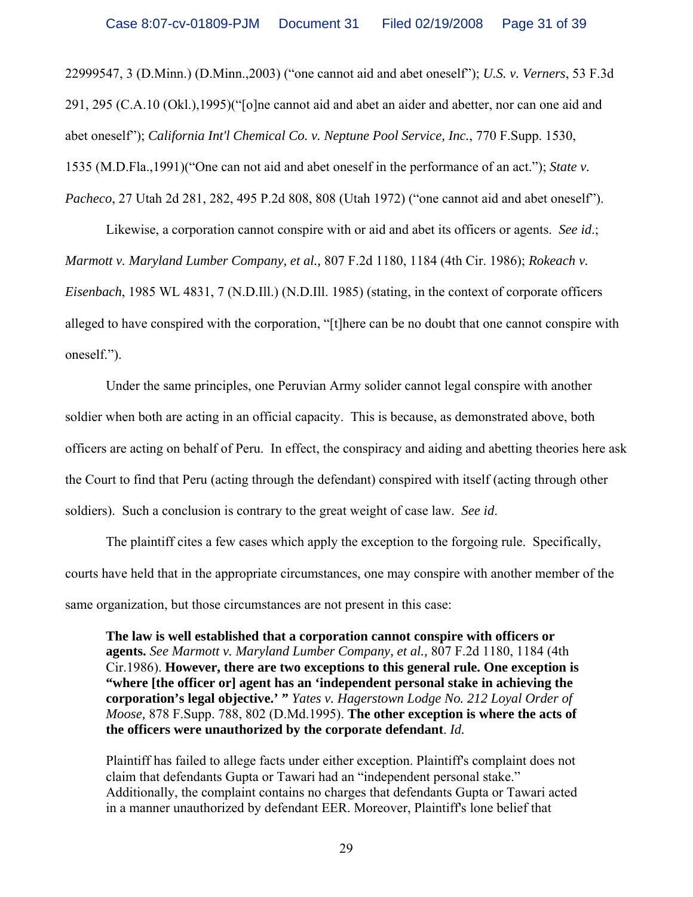22999547, 3 (D.Minn.) (D.Minn.,2003) ("one cannot aid and abet oneself"); *U.S. v. Verners*, 53 F.3d 291, 295 (C.A.10 (Okl.),1995)("[o]ne cannot aid and abet an aider and abetter, nor can one aid and abet oneself"); *California Int'l Chemical Co. v. Neptune Pool Service, Inc.*, 770 F.Supp. 1530, 1535 (M.D.Fla.,1991)("One can not aid and abet oneself in the performance of an act."); *State v. Pacheco*, 27 Utah 2d 281, 282, 495 P.2d 808, 808 (Utah 1972) ("one cannot aid and abet oneself").

Likewise, a corporation cannot conspire with or aid and abet its officers or agents. *See id*.; *Marmott v. Maryland Lumber Company, et al.,* 807 F.2d 1180, 1184 (4th Cir. 1986); *Rokeach v. Eisenbach*, 1985 WL 4831, 7 (N.D.Ill.) (N.D.Ill. 1985) (stating, in the context of corporate officers alleged to have conspired with the corporation, "[t]here can be no doubt that one cannot conspire with oneself.").

Under the same principles, one Peruvian Army solider cannot legal conspire with another soldier when both are acting in an official capacity. This is because, as demonstrated above, both officers are acting on behalf of Peru. In effect, the conspiracy and aiding and abetting theories here ask the Court to find that Peru (acting through the defendant) conspired with itself (acting through other soldiers). Such a conclusion is contrary to the great weight of case law. *See id.*

The plaintiff cites a few cases which apply the exception to the forgoing rule. Specifically, courts have held that in the appropriate circumstances, one may conspire with another member of the same organization, but those circumstances are not present in this case:

> **The law is well established that a corporation cannot conspire with officers or agents.** *See Marmott v. Maryland Lumber Company, et al.,* 807 F.2d 1180, 1184 (4th Cir.1986). **However, there are two exceptions to this general rule. One exception is "where [the officer or] agent has an 'independent personal stake in achieving the corporation's legal objective.' "** *Yates v. Hagerstown Lodge No. 212 Loyal Order of Moose,* 878 F.Supp. 788, 802 (D.Md.1995). **The other exception is where the acts of the officers were unauthorized by the corporate defendant**. *Id.*
>
> Plaintiff has failed to allege facts under either exception. Plaintiff's complaint does not claim that defendants Gupta or Tawari had an "independent personal stake." Additionally, the complaint contains no charges that defendants Gupta or Tawari acted in a manner unauthorized by defendant EER. Moreover, Plaintiff's lone belief that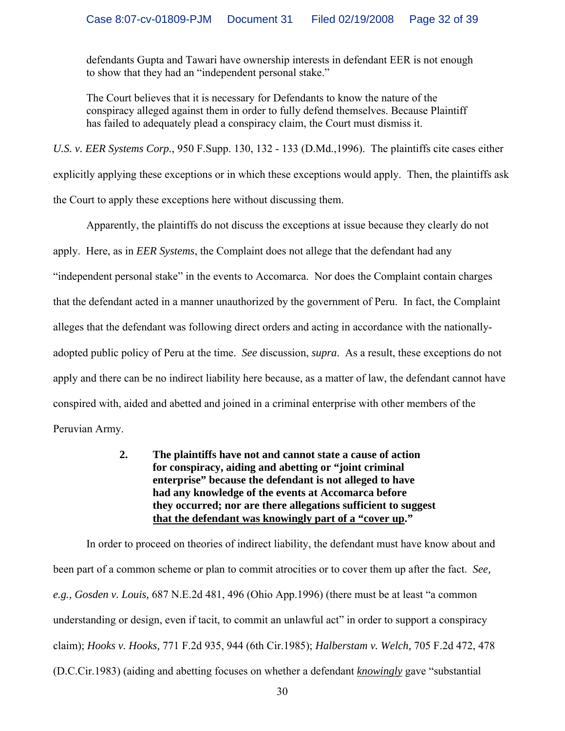> defendants Gupta and Tawari have ownership interests in defendant EER is not enough to show that they had an "independent personal stake."
>
> The Court believes that it is necessary for Defendants to know the nature of the conspiracy alleged against them in order to fully defend themselves. Because Plaintiff has failed to adequately plead a conspiracy claim, the Court must dismiss it.

*U.S. v. EER Systems Corp.*, 950 F.Supp. 130, 132 - 133 (D.Md.,1996). The plaintiffs cite cases either explicitly applying these exceptions or in which these exceptions would apply. Then, the plaintiffs ask the Court to apply these exceptions here without discussing them.

Apparently, the plaintiffs do not discuss the exceptions at issue because they clearly do not apply. Here, as in *EER Systems*, the Complaint does not allege that the defendant had any "independent personal stake" in the events to Accomarca. Nor does the Complaint contain charges that the defendant acted in a manner unauthorized by the government of Peru. In fact, the Complaint alleges that the defendant was following direct orders and acting in accordance with the nationally-adopted public policy of Peru at the time. *See* discussion, *supra*. As a result, these exceptions do not apply and there can be no indirect liability here because, as a matter of law, the defendant cannot have conspired with, aided and abetted and joined in a criminal enterprise with other members of the Peruvian Army.

**2. The plaintiffs have not and cannot state a cause of action for conspiracy, aiding and abetting or "joint criminal enterprise" because the defendant is not alleged to have had any knowledge of the events at Accomarca before they occurred; nor are there allegations sufficient to suggest <u>that the defendant was knowingly part of a "cover up</u>."**

In order to proceed on theories of indirect liability, the defendant must have know about and been part of a common scheme or plan to commit atrocities or to cover them up after the fact. *See, e.g., Gosden v. Louis,* 687 N.E.2d 481, 496 (Ohio App.1996) (there must be at least "a common understanding or design, even if tacit, to commit an unlawful act" in order to support a conspiracy claim); *Hooks v. Hooks,* 771 F.2d 935, 944 (6th Cir.1985); *Halberstam v. Welch,* 705 F.2d 472, 478 (D.C.Cir.1983) (aiding and abetting focuses on whether a defendant <u>*knowingly*</u> gave "substantial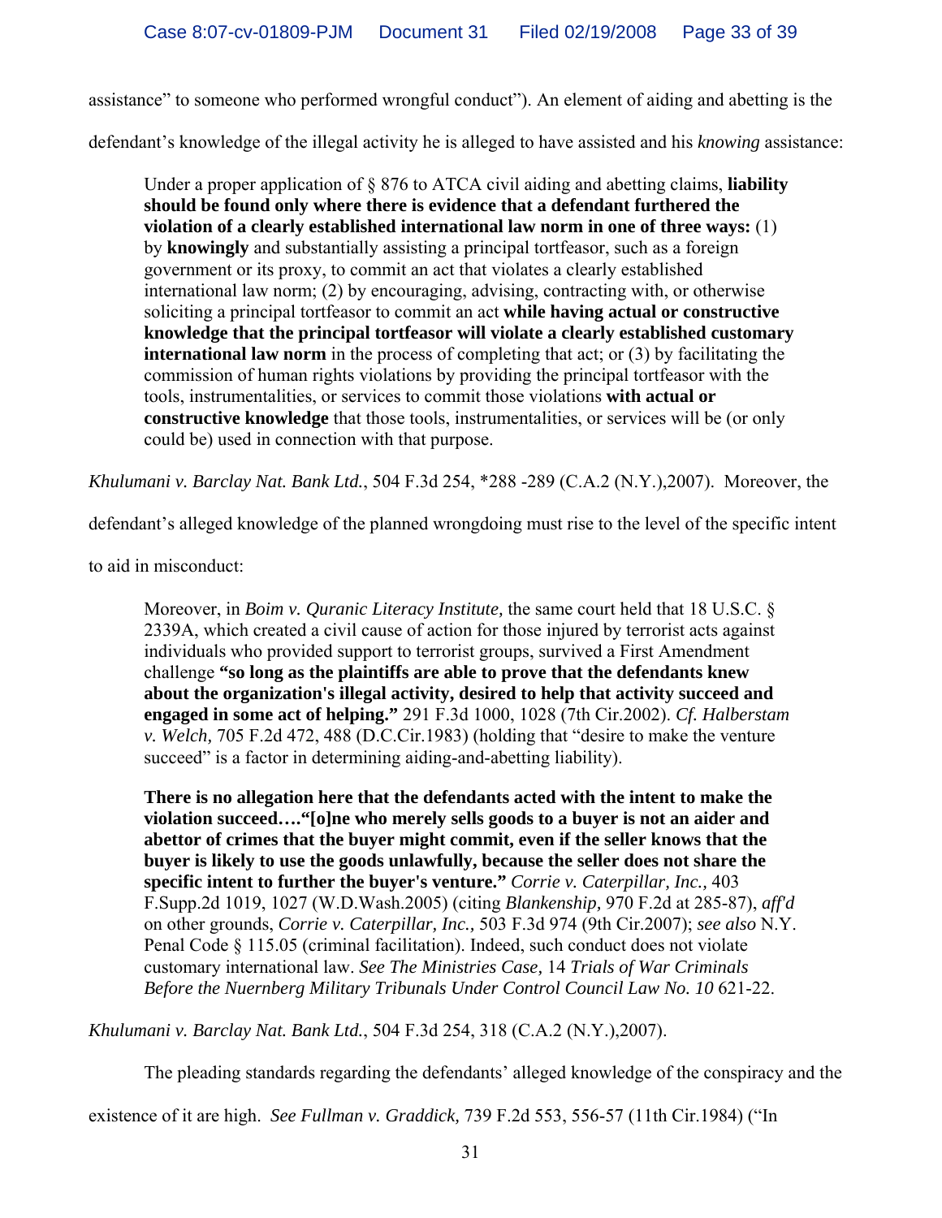assistance" to someone who performed wrongful conduct"). An element of aiding and abetting is the defendant's knowledge of the illegal activity he is alleged to have assisted and his *knowing* assistance:

> Under a proper application of § 876 to ATCA civil aiding and abetting claims, **liability should be found only where there is evidence that a defendant furthered the violation of a clearly established international law norm in one of three ways:** (1) by **knowingly** and substantially assisting a principal tortfeasor, such as a foreign government or its proxy, to commit an act that violates a clearly established international law norm; (2) by encouraging, advising, contracting with, or otherwise soliciting a principal tortfeasor to commit an act **while having actual or constructive knowledge that the principal tortfeasor will violate a clearly established customary international law norm** in the process of completing that act; or (3) by facilitating the commission of human rights violations by providing the principal tortfeasor with the tools, instrumentalities, or services to commit those violations **with actual or constructive knowledge** that those tools, instrumentalities, or services will be (or only could be) used in connection with that purpose.

*Khulumani v. Barclay Nat. Bank Ltd.*, 504 F.3d 254, *288 -289 (C.A.2 (N.Y.),2007). Moreover, the defendant's alleged knowledge of the planned wrongdoing must rise to the level of the specific intent to aid in misconduct:

> Moreover, in *Boim v. Quranic Literacy Institute,* the same court held that 18 U.S.C. § 2339A, which created a civil cause of action for those injured by terrorist acts against individuals who provided support to terrorist groups, survived a First Amendment challenge **"so long as the plaintiffs are able to prove that the defendants knew about the organization's illegal activity, desired to help that activity succeed and engaged in some act of helping."** 291 F.3d 1000, 1028 (7th Cir.2002). *Cf. Halberstam v. Welch,* 705 F.2d 472, 488 (D.C.Cir.1983) (holding that "desire to make the venture succeed" is a factor in determining aiding-and-abetting liability).
>
> **There is no allegation here that the defendants acted with the intent to make the violation succeed…."[o]ne who merely sells goods to a buyer is not an aider and abettor of crimes that the buyer might commit, even if the seller knows that the buyer is likely to use the goods unlawfully, because the seller does not share the specific intent to further the buyer's venture."** *Corrie v. Caterpillar, Inc.*, 403 F.Supp.2d 1019, 1027 (W.D.Wash.2005) (citing *Blankenship,* 970 F.2d at 285-87), *aff'd* on other grounds, *Corrie v. Caterpillar, Inc.,* 503 F.3d 974 (9th Cir.2007); *see also* N.Y. Penal Code § 115.05 (criminal facilitation). Indeed, such conduct does not violate customary international law. *See The Ministries Case,* 14 *Trials of War Criminals Before the Nuernberg Military Tribunals Under Control Council Law No. 10* 621-22.

*Khulumani v. Barclay Nat. Bank Ltd.*, 504 F.3d 254, 318 (C.A.2 (N.Y.),2007).

The pleading standards regarding the defendants' alleged knowledge of the conspiracy and the existence of it are high. *See Fullman v. Graddick,* 739 F.2d 553, 556-57 (11th Cir.1984) ("In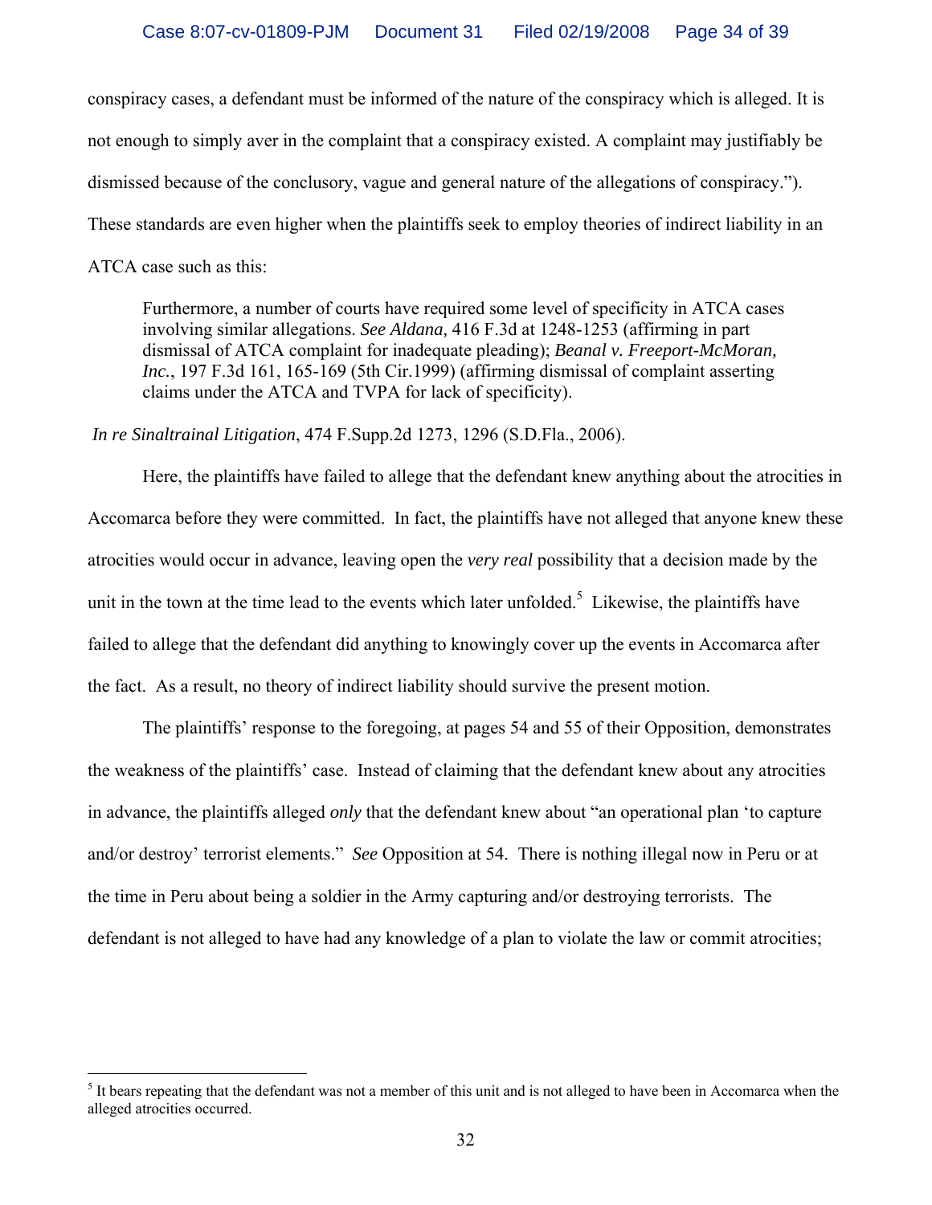conspiracy cases, a defendant must be informed of the nature of the conspiracy which is alleged. It is not enough to simply aver in the complaint that a conspiracy existed. A complaint may justifiably be dismissed because of the conclusory, vague and general nature of the allegations of conspiracy."). These standards are even higher when the plaintiffs seek to employ theories of indirect liability in an ATCA case such as this:

> Furthermore, a number of courts have required some level of specificity in ATCA cases involving similar allegations. *See Aldana,* 416 F.3d at 1248-1253 (affirming in part dismissal of ATCA complaint for inadequate pleading); *Beanal v. Freeport-McMoran, Inc.*, 197 F.3d 161, 165-169 (5th Cir.1999) (affirming dismissal of complaint asserting claims under the ATCA and TVPA for lack of specificity).

*In re Sinaltrainal Litigation*, 474 F.Supp.2d 1273, 1296 (S.D.Fla., 2006).

Here, the plaintiffs have failed to allege that the defendant knew anything about the atrocities in Accomarca before they were committed. In fact, the plaintiffs have not alleged that anyone knew these atrocities would occur in advance, leaving open the *very real* possibility that a decision made by the unit in the town at the time lead to the events which later unfolded.[5] Likewise, the plaintiffs have failed to allege that the defendant did anything to knowingly cover up the events in Accomarca after the fact. As a result, no theory of indirect liability should survive the present motion.

The plaintiffs' response to the foregoing, at pages 54 and 55 of their Opposition, demonstrates the weakness of the plaintiffs' case. Instead of claiming that the defendant knew about any atrocities in advance, the plaintiffs alleged *only* that the defendant knew about "an operational plan 'to capture and/or destroy' terrorist elements." *See* Opposition at 54. There is nothing illegal now in Peru or at the time in Peru about being a soldier in the Army capturing and/or destroying terrorists. The defendant is not alleged to have had any knowledge of a plan to violate the law or commit atrocities;

---

[5] It bears repeating that the defendant was not a member of this unit and is not alleged to have been in Accomarca when the alleged atrocities occurred.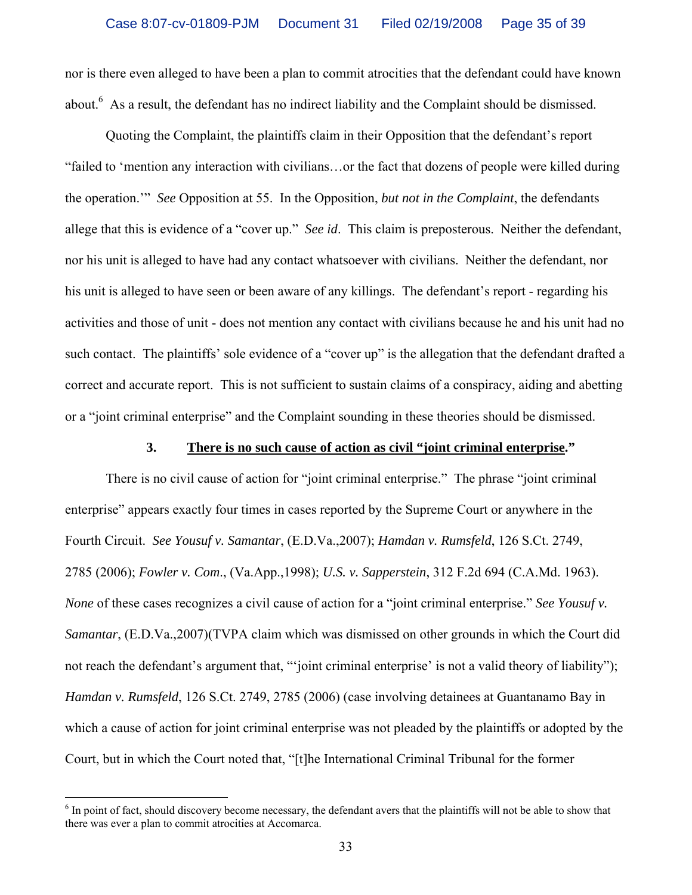nor is there even alleged to have been a plan to commit atrocities that the defendant could have known about.[6] As a result, the defendant has no indirect liability and the Complaint should be dismissed.

Quoting the Complaint, the plaintiffs claim in their Opposition that the defendant's report "failed to 'mention any interaction with civilians…or the fact that dozens of people were killed during the operation.'" *See* Opposition at 55. In the Opposition, *but not in the Complaint*, the defendants allege that this is evidence of a "cover up." *See id*. This claim is preposterous. Neither the defendant, nor his unit is alleged to have had any contact whatsoever with civilians. Neither the defendant, nor his unit is alleged to have seen or been aware of any killings. The defendant's report - regarding his activities and those of unit - does not mention any contact with civilians because he and his unit had no such contact. The plaintiffs' sole evidence of a "cover up" is the allegation that the defendant drafted a correct and accurate report. This is not sufficient to sustain claims of a conspiracy, aiding and abetting or a "joint criminal enterprise" and the Complaint sounding in these theories should be dismissed.

### 3. <u>There is no such cause of action as civil "joint criminal enterprise</u>."

There is no civil cause of action for "joint criminal enterprise." The phrase "joint criminal enterprise" appears exactly four times in cases reported by the Supreme Court or anywhere in the Fourth Circuit. *See Yousuf v. Samantar*, (E.D.Va.,2007); *Hamdan v. Rumsfeld*, 126 S.Ct. 2749, 2785 (2006); *Fowler v. Com*., (Va.App.,1998); *U.S. v. Sapperstein*, 312 F.2d 694 (C.A.Md. 1963). *None* of these cases recognizes a civil cause of action for a "joint criminal enterprise." *See Yousuf v. Samantar*, (E.D.Va.,2007)(TVPA claim which was dismissed on other grounds in which the Court did not reach the defendant's argument that, "'joint criminal enterprise' is not a valid theory of liability"); *Hamdan v. Rumsfeld*, 126 S.Ct. 2749, 2785 (2006) (case involving detainees at Guantanamo Bay in which a cause of action for joint criminal enterprise was not pleaded by the plaintiffs or adopted by the Court, but in which the Court noted that, "[t]he International Criminal Tribunal for the former

---

[6] In point of fact, should discovery become necessary, the defendant avers that the plaintiffs will not be able to show that there was ever a plan to commit atrocities at Accomarca.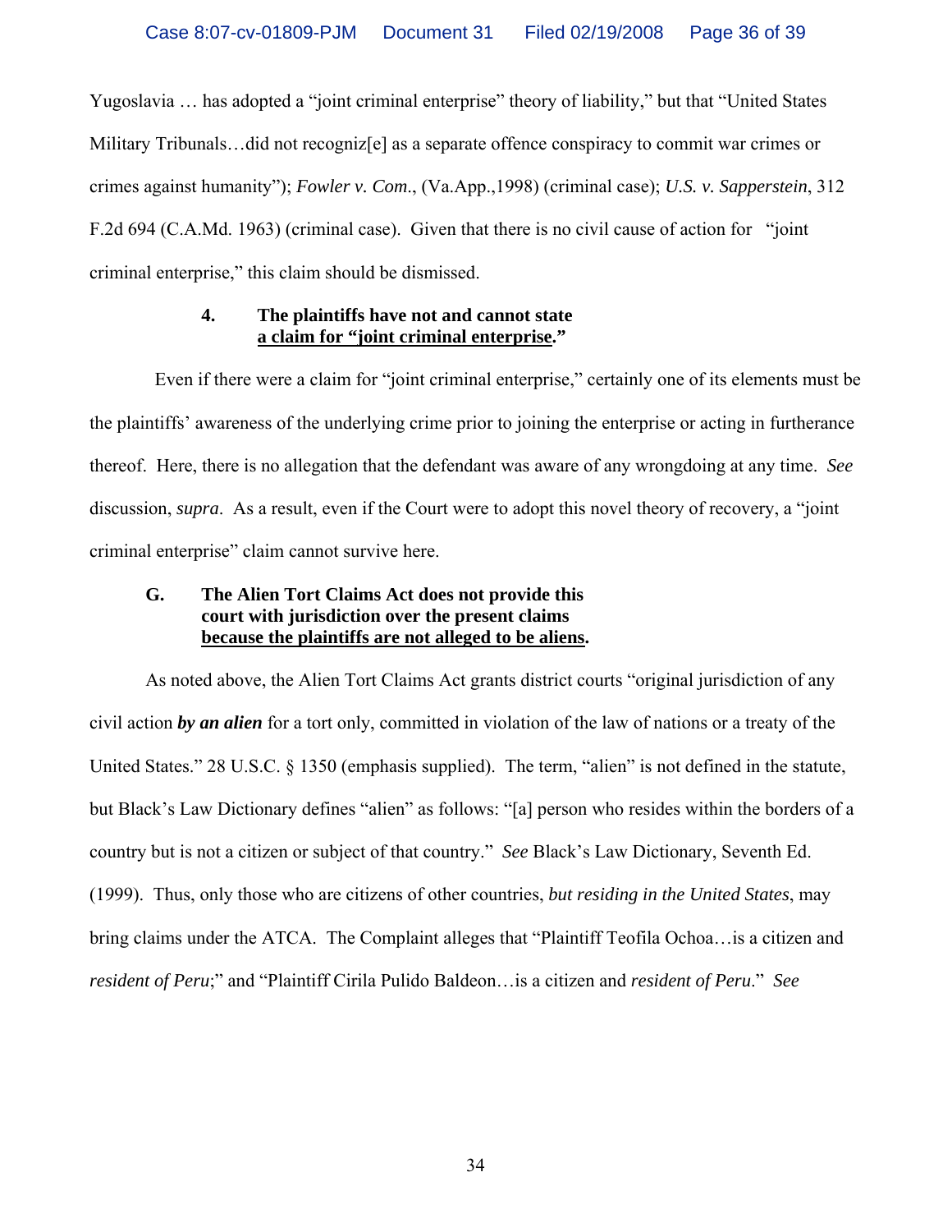Yugoslavia … has adopted a "joint criminal enterprise" theory of liability," but that "United States Military Tribunals…did not recogniz[e] as a separate offence conspiracy to commit war crimes or crimes against humanity"); *Fowler v. Com*., (Va.App.,1998) (criminal case); *U.S. v. Sapperstein*, 312 F.2d 694 (C.A.Md. 1963) (criminal case). Given that there is no civil cause of action for "joint criminal enterprise," this claim should be dismissed.

**4. The plaintiffs have not and cannot state a claim for "joint criminal enterprise."**

Even if there were a claim for "joint criminal enterprise," certainly one of its elements must be the plaintiffs' awareness of the underlying crime prior to joining the enterprise or acting in furtherance thereof. Here, there is no allegation that the defendant was aware of any wrongdoing at any time. *See* discussion, *supra*. As a result, even if the Court were to adopt this novel theory of recovery, a "joint criminal enterprise" claim cannot survive here.

**G. The Alien Tort Claims Act does not provide this court with jurisdiction over the present claims because the plaintiffs are not alleged to be aliens.**

As noted above, the Alien Tort Claims Act grants district courts "original jurisdiction of any civil action ***by an alien*** for a tort only, committed in violation of the law of nations or a treaty of the United States." 28 U.S.C. § 1350 (emphasis supplied). The term, "alien" is not defined in the statute, but Black's Law Dictionary defines "alien" as follows: "[a] person who resides within the borders of a country but is not a citizen or subject of that country." *See* Black's Law Dictionary, Seventh Ed. (1999). Thus, only those who are citizens of other countries, *but residing in the United States*, may bring claims under the ATCA. The Complaint alleges that "Plaintiff Teofila Ochoa…is a citizen and *resident of Peru*;" and "Plaintiff Cirila Pulido Baldeon…is a citizen and *resident of Peru*." *See*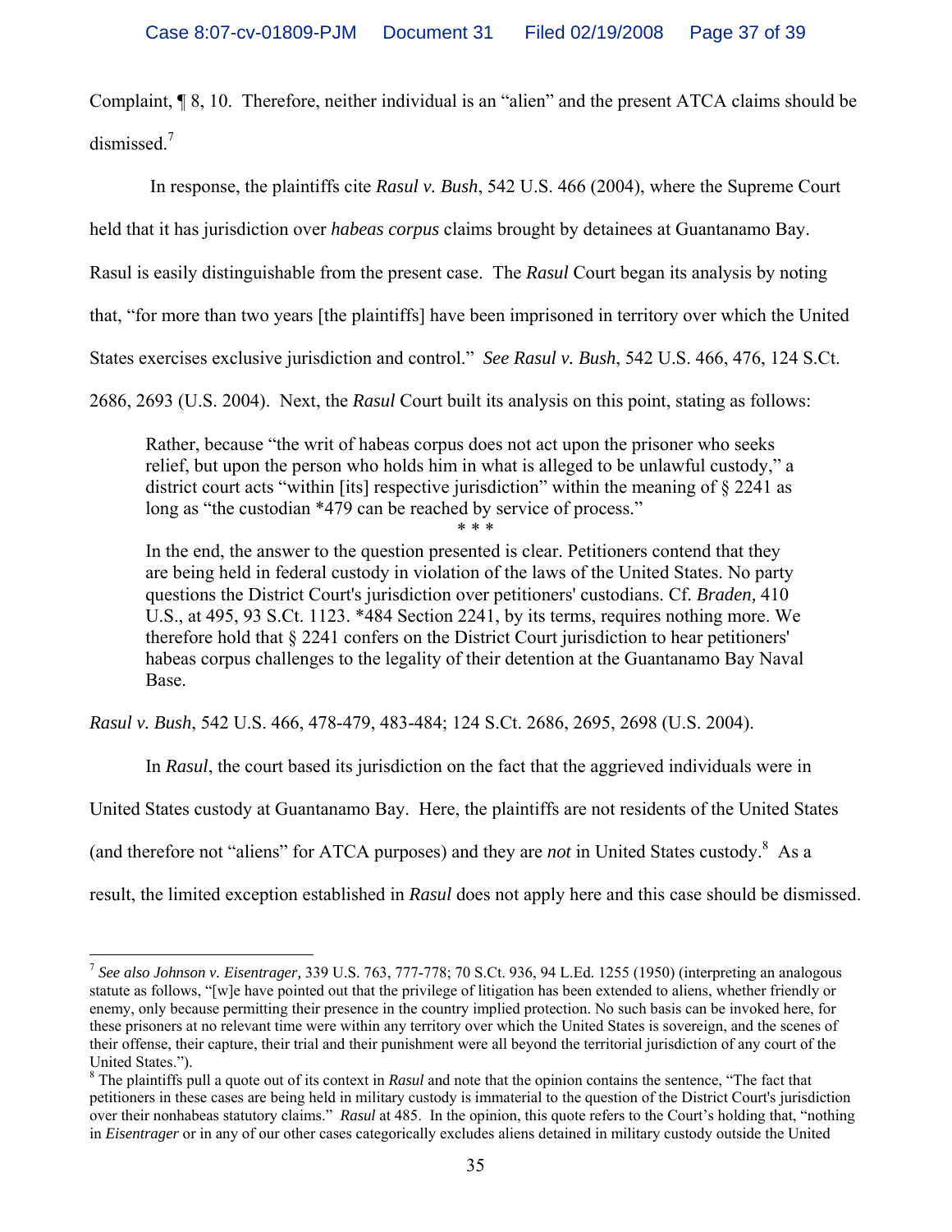Complaint, ¶ 8, 10. Therefore, neither individual is an "alien" and the present ATCA claims should be dismissed.[7]

In response, the plaintiffs cite *Rasul v. Bush*, 542 U.S. 466 (2004), where the Supreme Court held that it has jurisdiction over *habeas corpus* claims brought by detainees at Guantanamo Bay. Rasul is easily distinguishable from the present case. The *Rasul* Court began its analysis by noting that, "for more than two years [the plaintiffs] have been imprisoned in territory over which the United States exercises exclusive jurisdiction and control." *See Rasul v. Bush*, 542 U.S. 466, 476, 124 S.Ct. 2686, 2693 (U.S. 2004). Next, the *Rasul* Court built its analysis on this point, stating as follows:

> Rather, because "the writ of habeas corpus does not act upon the prisoner who seeks relief, but upon the person who holds him in what is alleged to be unlawful custody," a district court acts "within [its] respective jurisdiction" within the meaning of § 2241 as long as "the custodian *479 can be reached by service of process."
>
> \* \* \*
>
> In the end, the answer to the question presented is clear. Petitioners contend that they are being held in federal custody in violation of the laws of the United States. No party questions the District Court's jurisdiction over petitioners' custodians. Cf. *Braden,* 410 U.S., at 495, 93 S.Ct. 1123. *484 Section 2241, by its terms, requires nothing more. We therefore hold that § 2241 confers on the District Court jurisdiction to hear petitioners' habeas corpus challenges to the legality of their detention at the Guantanamo Bay Naval Base.

*Rasul v. Bush*, 542 U.S. 466, 478-479, 483-484; 124 S.Ct. 2686, 2695, 2698 (U.S. 2004).

In *Rasul*, the court based its jurisdiction on the fact that the aggrieved individuals were in United States custody at Guantanamo Bay. Here, the plaintiffs are not residents of the United States (and therefore not "aliens" for ATCA purposes) and they are *not* in United States custody.[8] As a result, the limited exception established in *Rasul* does not apply here and this case should be dismissed.

---

[7] *See also Johnson v. Eisentrager,* 339 U.S. 763, 777-778; 70 S.Ct. 936, 94 L.Ed. 1255 (1950) (interpreting an analogous statute as follows, "[w]e have pointed out that the privilege of litigation has been extended to aliens, whether friendly or enemy, only because permitting their presence in the country implied protection. No such basis can be invoked here, for these prisoners at no relevant time were within any territory over which the United States is sovereign, and the scenes of their offense, their capture, their trial and their punishment were all beyond the territorial jurisdiction of any court of the United States.").

[8] The plaintiffs pull a quote out of its context in *Rasul* and note that the opinion contains the sentence, "The fact that petitioners in these cases are being held in military custody is immaterial to the question of the District Court's jurisdiction over their nonhabeas statutory claims." *Rasul* at 485. In the opinion, this quote refers to the Court's holding that, "nothing in *Eisentrager* or in any of our other cases categorically excludes aliens detained in military custody outside the United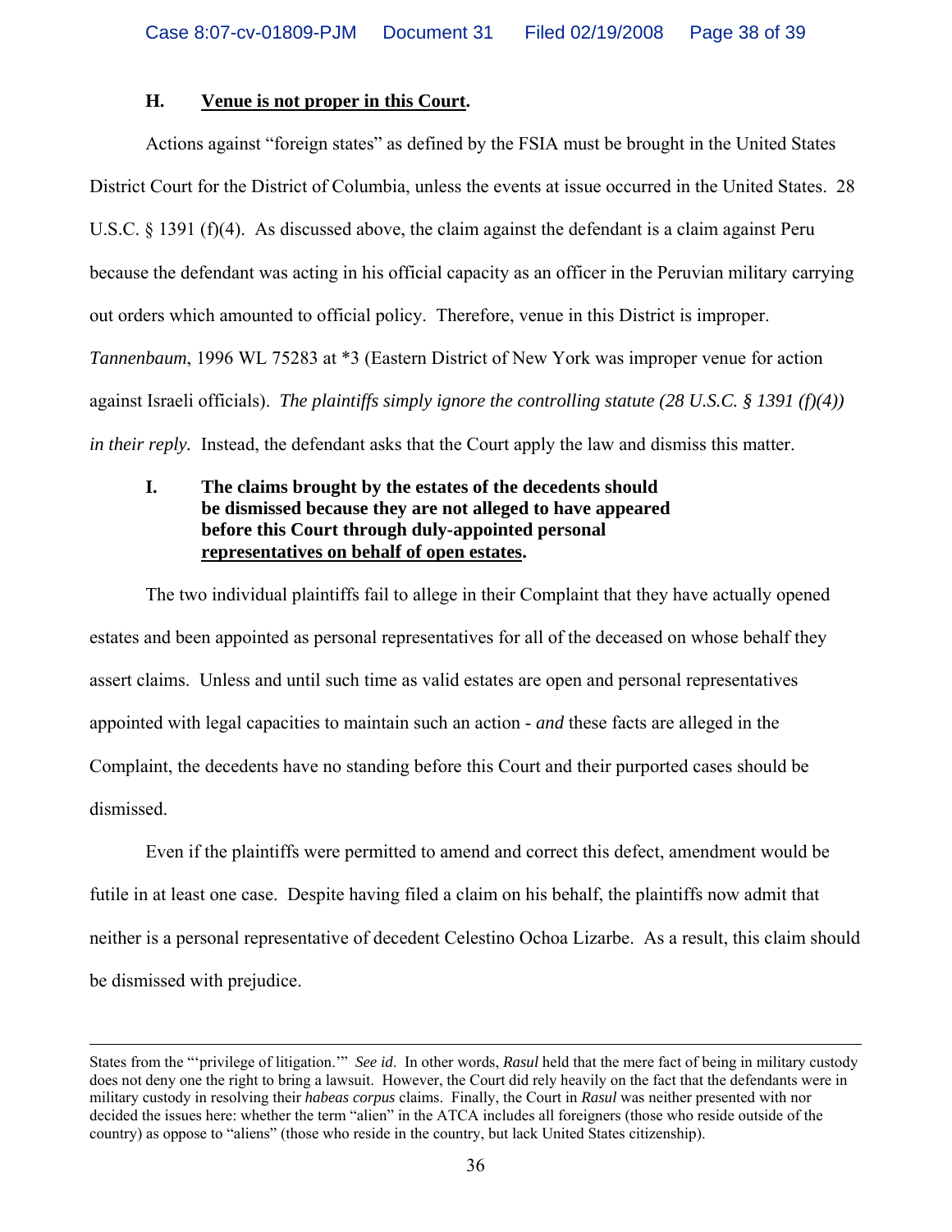### H. **<u>Venue is not proper in this Court</u>.**

Actions against "foreign states" as defined by the FSIA must be brought in the United States District Court for the District of Columbia, unless the events at issue occurred in the United States. 28 U.S.C. § 1391 (f)(4). As discussed above, the claim against the defendant is a claim against Peru because the defendant was acting in his official capacity as an officer in the Peruvian military carrying out orders which amounted to official policy. Therefore, venue in this District is improper. *Tannenbaum*, 1996 WL 75283 at *3 (Eastern District of New York was improper venue for action against Israeli officials). *The plaintiffs simply ignore the controlling statute (28 U.S.C. § 1391 (f)(4)) in their reply.* Instead, the defendant asks that the Court apply the law and dismiss this matter.

### I. **The claims brought by the estates of the decedents should be dismissed because they are not alleged to have appeared before this Court through duly-appointed personal <u>representatives on behalf of open estates</u>.**

The two individual plaintiffs fail to allege in their Complaint that they have actually opened estates and been appointed as personal representatives for all of the deceased on whose behalf they assert claims. Unless and until such time as valid estates are open and personal representatives appointed with legal capacities to maintain such an action - *and* these facts are alleged in the Complaint, the decedents have no standing before this Court and their purported cases should be dismissed.

Even if the plaintiffs were permitted to amend and correct this defect, amendment would be futile in at least one case. Despite having filed a claim on his behalf, the plaintiffs now admit that neither is a personal representative of decedent Celestino Ochoa Lizarbe. As a result, this claim should be dismissed with prejudice.

---

States from the "'privilege of litigation.'" *See id*. In other words, *Rasul* held that the mere fact of being in military custody does not deny one the right to bring a lawsuit. However, the Court did rely heavily on the fact that the defendants were in military custody in resolving their *habeas corpus* claims. Finally, the Court in *Rasul* was neither presented with nor decided the issues here: whether the term "alien" in the ATCA includes all foreigners (those who reside outside of the country) as oppose to "aliens" (those who reside in the country, but lack United States citizenship).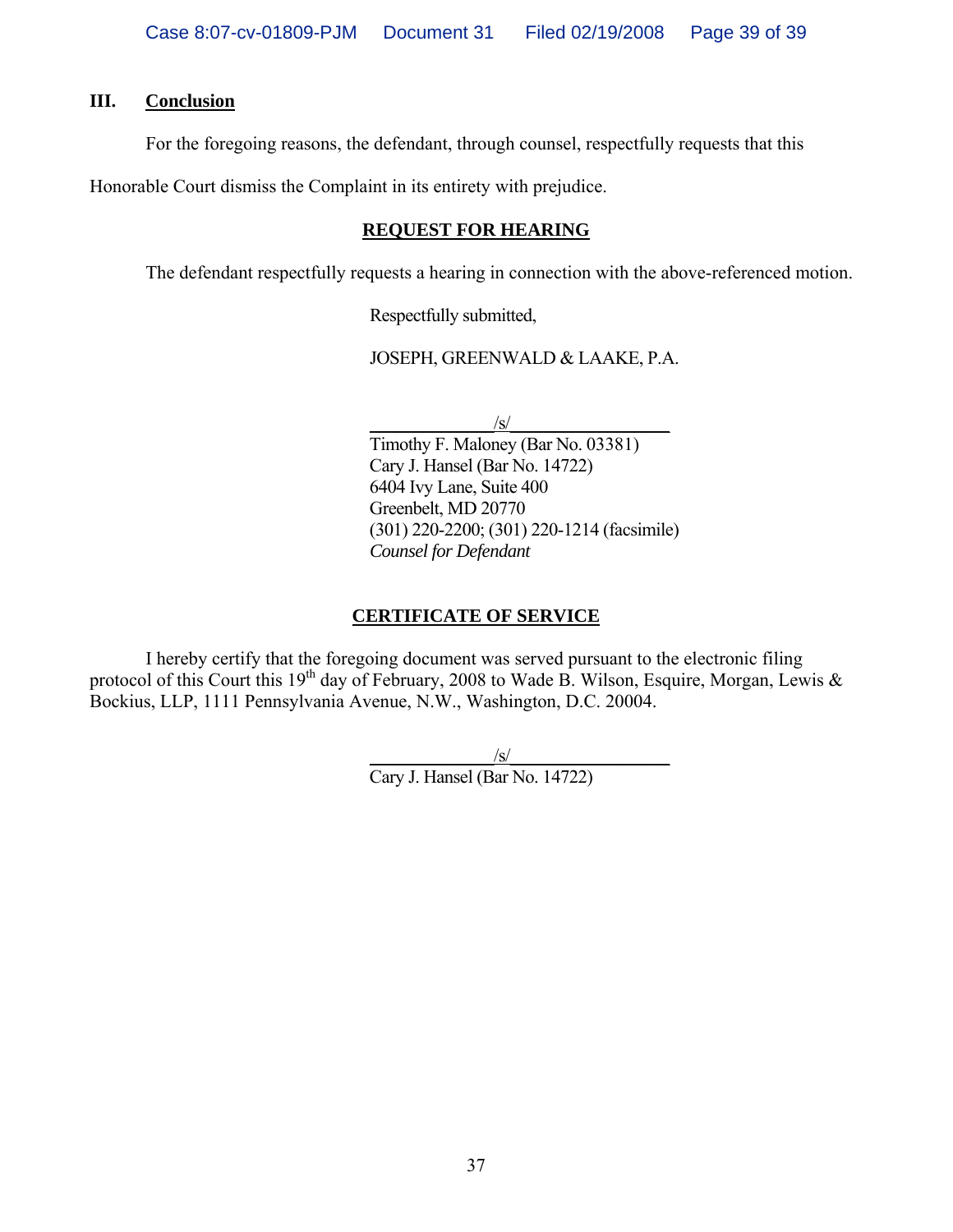## III. Conclusion

For the foregoing reasons, the defendant, through counsel, respectfully requests that this Honorable Court dismiss the Complaint in its entirety with prejudice.

**REQUEST FOR HEARING**

The defendant respectfully requests a hearing in connection with the above-referenced motion.

Respectfully submitted,

JOSEPH, GREENWALD & LAAKE, P.A.

/s/

Timothy F. Maloney (Bar No. 03381)
Cary J. Hansel (Bar No. 14722)
6404 Ivy Lane, Suite 400
Greenbelt, MD 20770
(301) 220-2200; (301) 220-1214 (facsimile)
*Counsel for Defendant*

**CERTIFICATE OF SERVICE**

I hereby certify that the foregoing document was served pursuant to the electronic filing protocol of this Court this 19th day of February, 2008 to Wade B. Wilson, Esquire, Morgan, Lewis & Bockius, LLP, 1111 Pennsylvania Avenue, N.W., Washington, D.C. 20004.

/s/

Cary J. Hansel (Bar No. 14722)